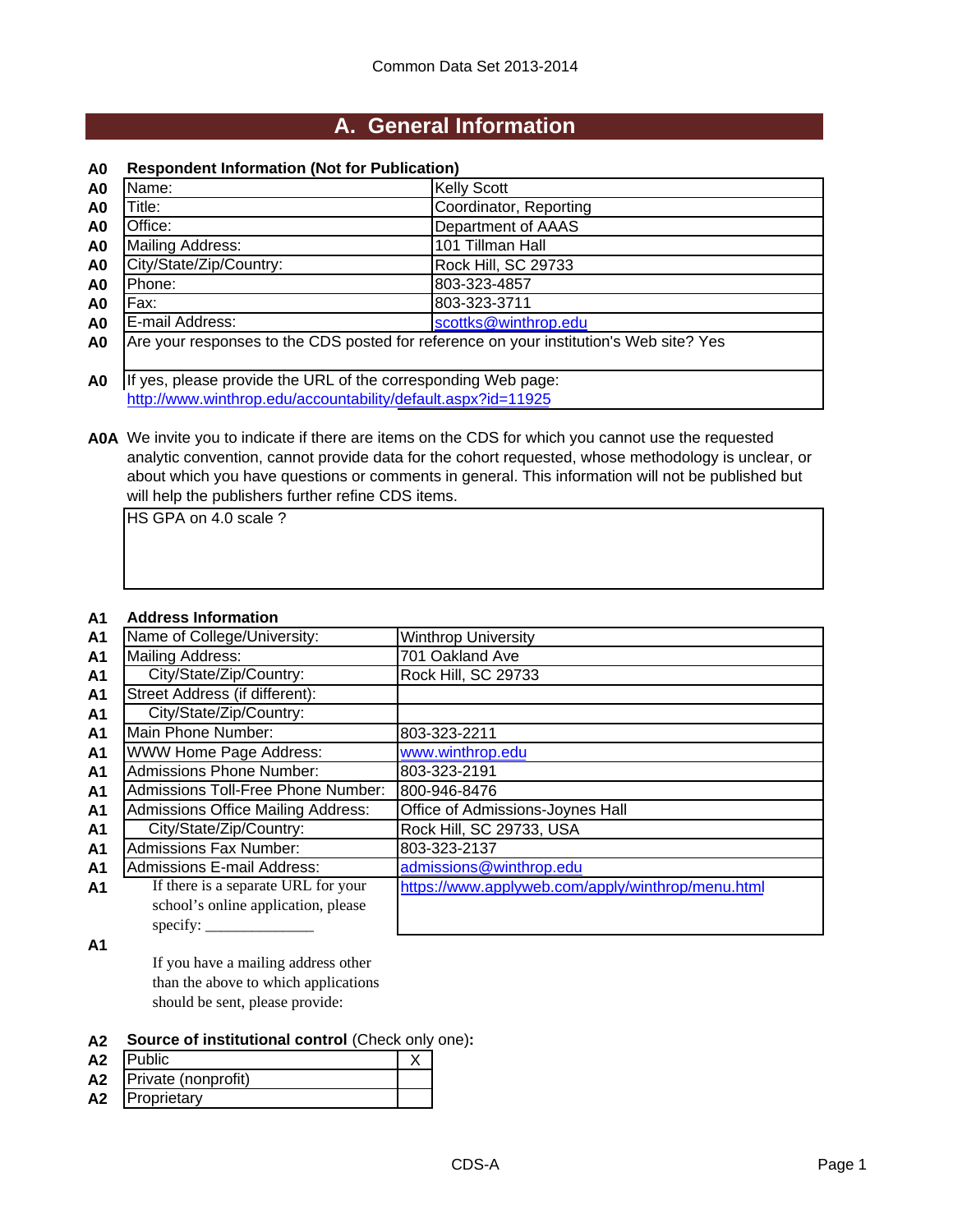Common Data Set 2013-2014

## A. General Information

**A0 Respondent Information (Not for Publication)**

| | | |
|---|---|---|
| A0 | Name: | Kelly Scott |
| A0 | Title: | Coordinator, Reporting |
| A0 | Office: | Department of AAAS |
| A0 | Mailing Address: | 101 Tillman Hall |
| A0 | City/State/Zip/Country: | Rock Hill, SC 29733 |
| A0 | Phone: | 803-323-4857 |
| A0 | Fax: | 803-323-3711 |
| A0 | E-mail Address: | scottks@winthrop.edu |
| A0 | Are your responses to the CDS posted for reference on your institution's Web site? Yes | |
| A0 | If yes, please provide the URL of the corresponding Web page: http://www.winthrop.edu/accountability/default.aspx?id=11925 | |

**A0A** We invite you to indicate if there are items on the CDS for which you cannot use the requested analytic convention, cannot provide data for the cohort requested, whose methodology is unclear, or about which you have questions or comments in general. This information will not be published but will help the publishers further refine CDS items.

HS GPA on 4.0 scale ?

**A1 Address Information**

| | | |
|---|---|---|
| A1 | Name of College/University: | Winthrop University |
| A1 | Mailing Address: | 701 Oakland Ave |
| A1 | City/State/Zip/Country: | Rock Hill, SC 29733 |
| A1 | Street Address (if different): | |
| A1 | City/State/Zip/Country: | |
| A1 | Main Phone Number: | 803-323-2211 |
| A1 | WWW Home Page Address: | www.winthrop.edu |
| A1 | Admissions Phone Number: | 803-323-2191 |
| A1 | Admissions Toll-Free Phone Number: | 800-946-8476 |
| A1 | Admissions Office Mailing Address: | Office of Admissions-Joynes Hall |
| A1 | City/State/Zip/Country: | Rock Hill, SC 29733, USA |
| A1 | Admissions Fax Number: | 803-323-2137 |
| A1 | Admissions E-mail Address: | admissions@winthrop.edu |
| A1 | If there is a separate URL for your school's online application, please specify: ______________ | https://www.applyweb.com/apply/winthrop/menu.html |
| A1 | If you have a mailing address other than the above to which applications should be sent, please provide: | |

**A2 Source of institutional control** (Check only one)**:**

| | | |
|---|---|---|
| A2 | Public | X |
| A2 | Private (nonprofit) | |
| A2 | Proprietary | |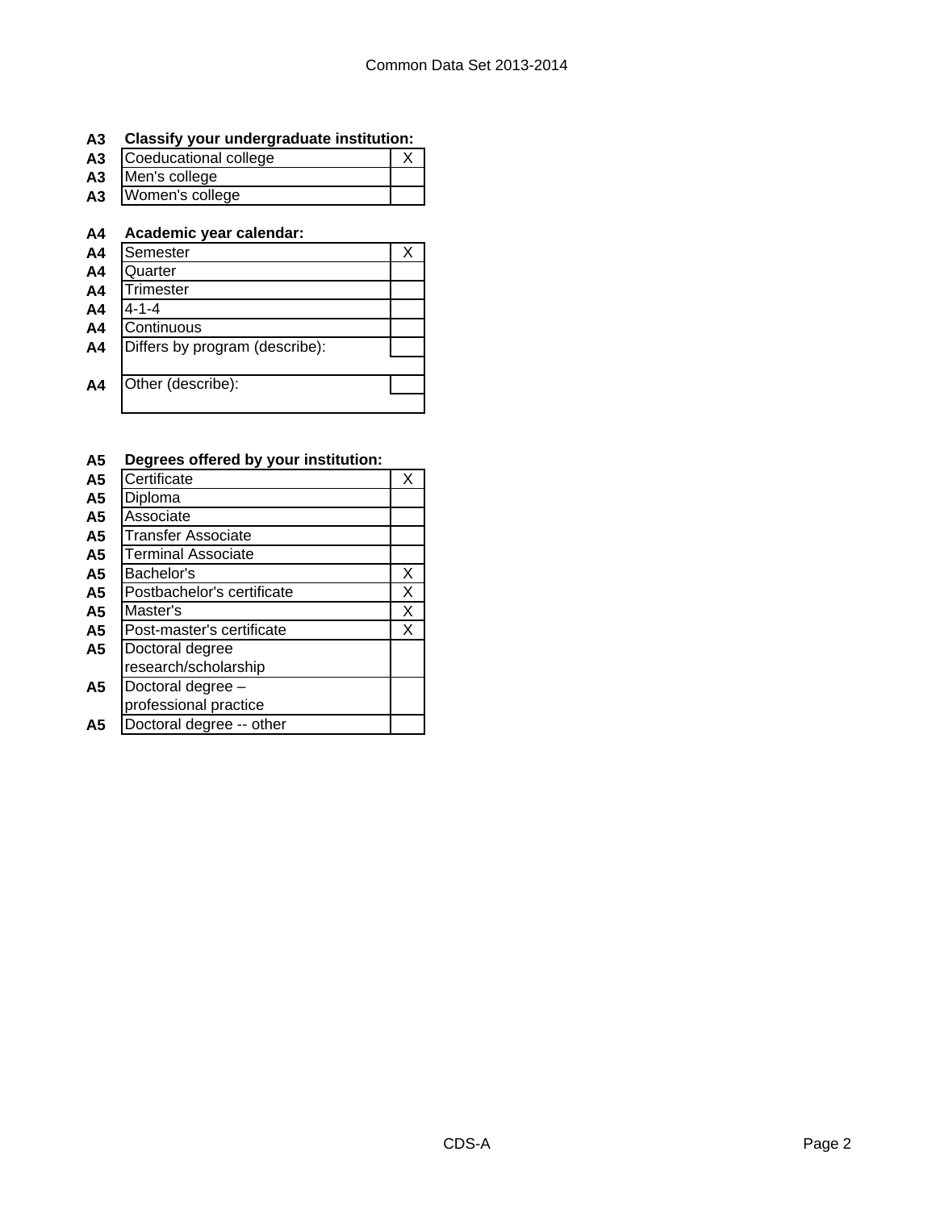**A3 Classify your undergraduate institution:**

| | | |
|---|---|---|
| A3 | Coeducational college | X |
| A3 | Men's college | |
| A3 | Women's college | |

**A4 Academic year calendar:**

| | | |
|---|---|---|
| A4 | Semester | X |
| A4 | Quarter | |
| A4 | Trimester | |
| A4 | 4-1-4 | |
| A4 | Continuous | |
| A4 | Differs by program (describe): | |
| A4 | Other (describe): | |

**A5 Degrees offered by your institution:**

| | | |
|---|---|---|
| A5 | Certificate | X |
| A5 | Diploma | |
| A5 | Associate | |
| A5 | Transfer Associate | |
| A5 | Terminal Associate | |
| A5 | Bachelor's | X |
| A5 | Postbachelor's certificate | X |
| A5 | Master's | X |
| A5 | Post-master's certificate | X |
| A5 | Doctoral degree research/scholarship | |
| A5 | Doctoral degree – professional practice | |
| A5 | Doctoral degree -- other | |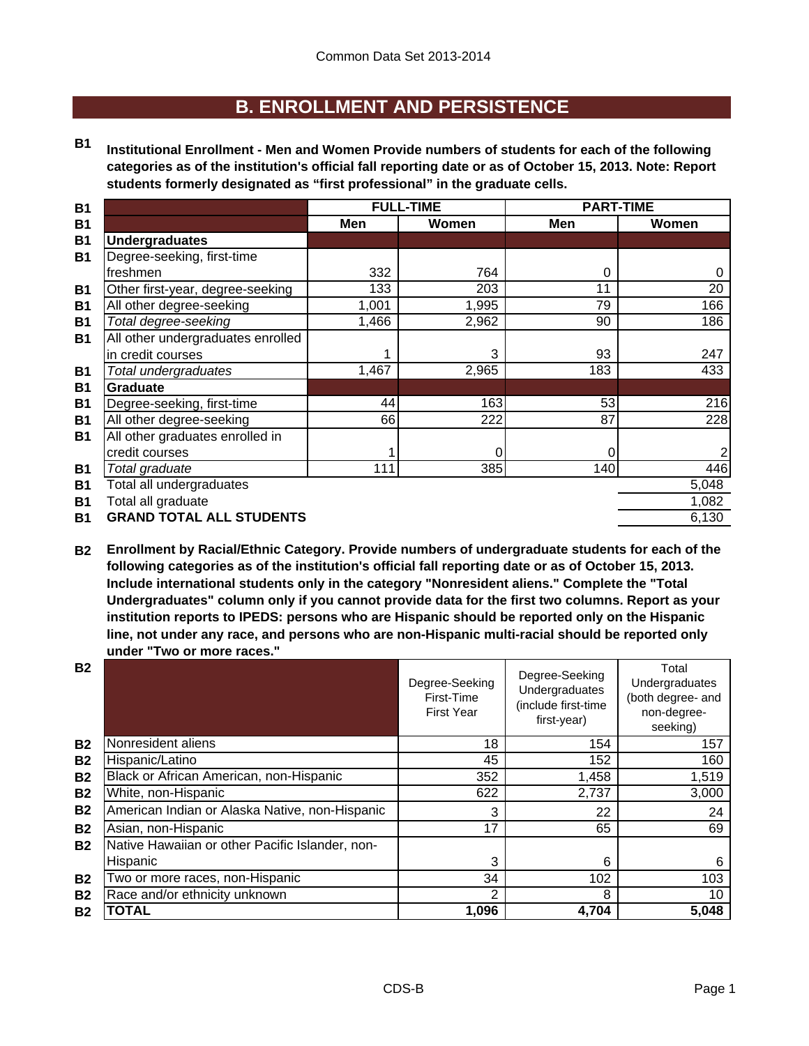# B. ENROLLMENT AND PERSISTENCE

**B1 Institutional Enrollment - Men and Women Provide numbers of students for each of the following categories as of the institution's official fall reporting date or as of October 15, 2013. Note: Report students formerly designated as "first professional" in the graduate cells.**

| | FULL-TIME | | PART-TIME | |
|---|---|---|---|---|
| | Men | Women | Men | Women |
| **Undergraduates** | | | | |
| Degree-seeking, first-time freshmen | 332 | 764 | 0 | 0 |
| Other first-year, degree-seeking | 133 | 203 | 11 | 20 |
| All other degree-seeking | 1,001 | 1,995 | 79 | 166 |
| *Total degree-seeking* | 1,466 | 2,962 | 90 | 186 |
| All other undergraduates enrolled in credit courses | 1 | 3 | 93 | 247 |
| *Total undergraduates* | 1,467 | 2,965 | 183 | 433 |
| **Graduate** | | | | |
| Degree-seeking, first-time | 44 | 163 | 53 | 216 |
| All other degree-seeking | 66 | 222 | 87 | 228 |
| All other graduates enrolled in credit courses | 1 | 0 | 0 | 2 |
| *Total graduate* | 111 | 385 | 140 | 446 |
| Total all undergraduates | | | | 5,048 |
| Total all graduate | | | | 1,082 |
| **GRAND TOTAL ALL STUDENTS** | | | | 6,130 |

**B2 Enrollment by Racial/Ethnic Category. Provide numbers of undergraduate students for each of the following categories as of the institution's official fall reporting date or as of October 15, 2013. Include international students only in the category "Nonresident aliens." Complete the "Total Undergraduates" column only if you cannot provide data for the first two columns. Report as your institution reports to IPEDS: persons who are Hispanic should be reported only on the Hispanic line, not under any race, and persons who are non-Hispanic multi-racial should be reported only under "Two or more races."**

| | Degree-Seeking First-Time First Year | Degree-Seeking Undergraduates (include first-time first-year) | Total Undergraduates (both degree- and non-degree-seeking) |
|---|---|---|---|
| Nonresident aliens | 18 | 154 | 157 |
| Hispanic/Latino | 45 | 152 | 160 |
| Black or African American, non-Hispanic | 352 | 1,458 | 1,519 |
| White, non-Hispanic | 622 | 2,737 | 3,000 |
| American Indian or Alaska Native, non-Hispanic | 3 | 22 | 24 |
| Asian, non-Hispanic | 17 | 65 | 69 |
| Native Hawaiian or other Pacific Islander, non-Hispanic | 3 | 6 | 6 |
| Two or more races, non-Hispanic | 34 | 102 | 103 |
| Race and/or ethnicity unknown | 2 | 8 | 10 |
| **TOTAL** | **1,096** | **4,704** | **5,048** |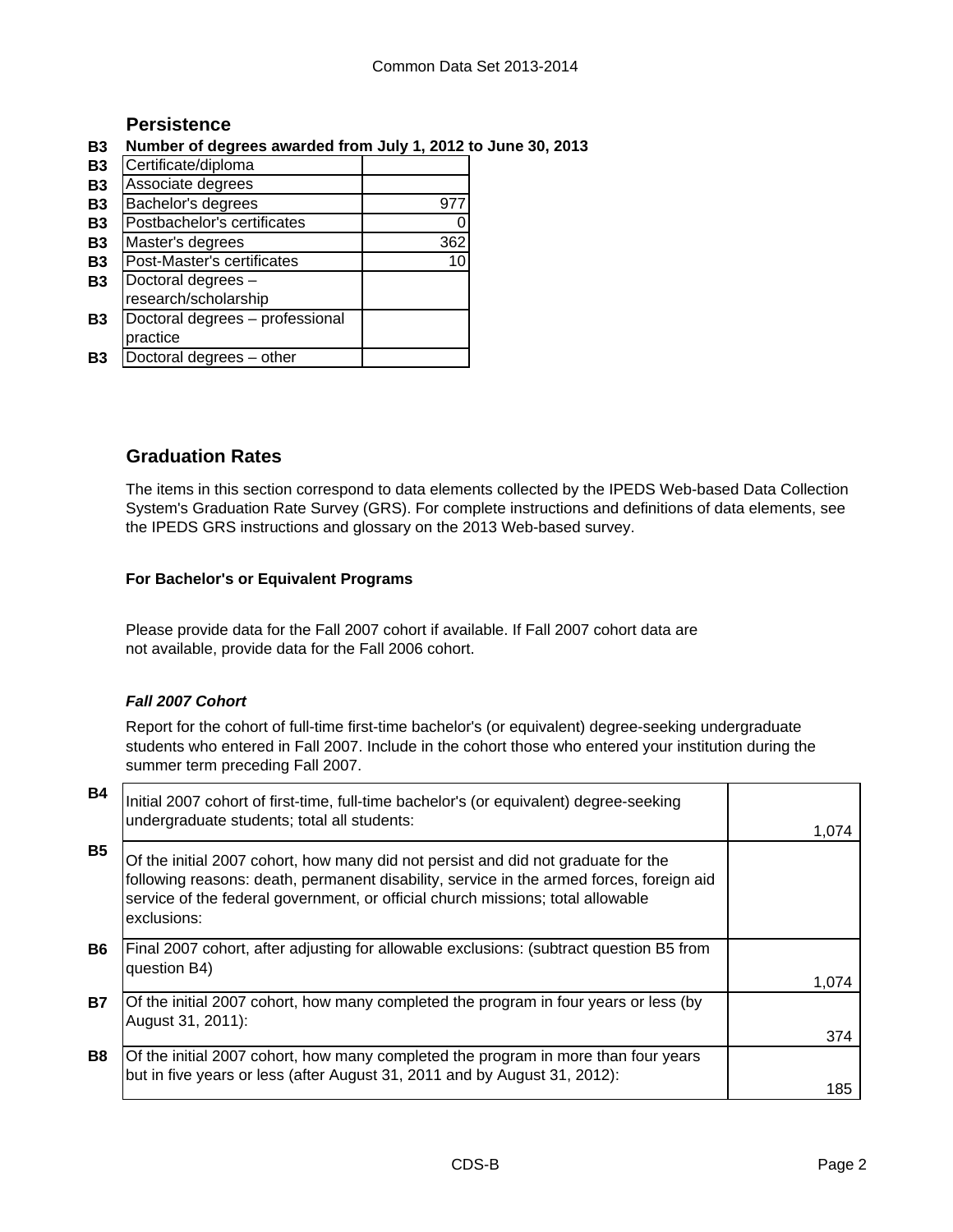## Persistence

**B3 Number of degrees awarded from July 1, 2012 to June 30, 2013**

| | | |
|---|---|---|
| B3 | Certificate/diploma | |
| B3 | Associate degrees | |
| B3 | Bachelor's degrees | 977 |
| B3 | Postbachelor's certificates | 0 |
| B3 | Master's degrees | 362 |
| B3 | Post-Master's certificates | 10 |
| B3 | Doctoral degrees – research/scholarship | |
| B3 | Doctoral degrees – professional practice | |
| B3 | Doctoral degrees – other | |

## Graduation Rates

The items in this section correspond to data elements collected by the IPEDS Web-based Data Collection System's Graduation Rate Survey (GRS). For complete instructions and definitions of data elements, see the IPEDS GRS instructions and glossary on the 2013 Web-based survey.

**For Bachelor's or Equivalent Programs**

Please provide data for the Fall 2007 cohort if available. If Fall 2007 cohort data are not available, provide data for the Fall 2006 cohort.

***Fall 2007 Cohort***

Report for the cohort of full-time first-time bachelor's (or equivalent) degree-seeking undergraduate students who entered in Fall 2007. Include in the cohort those who entered your institution during the summer term preceding Fall 2007.

| | | |
|---|---|---|
| B4 | Initial 2007 cohort of first-time, full-time bachelor's (or equivalent) degree-seeking undergraduate students; total all students: | 1,074 |
| B5 | Of the initial 2007 cohort, how many did not persist and did not graduate for the following reasons: death, permanent disability, service in the armed forces, foreign aid service of the federal government, or official church missions; total allowable exclusions: | |
| B6 | Final 2007 cohort, after adjusting for allowable exclusions: (subtract question B5 from question B4) | 1,074 |
| B7 | Of the initial 2007 cohort, how many completed the program in four years or less (by August 31, 2011): | 374 |
| B8 | Of the initial 2007 cohort, how many completed the program in more than four years but in five years or less (after August 31, 2011 and by August 31, 2012): | 185 |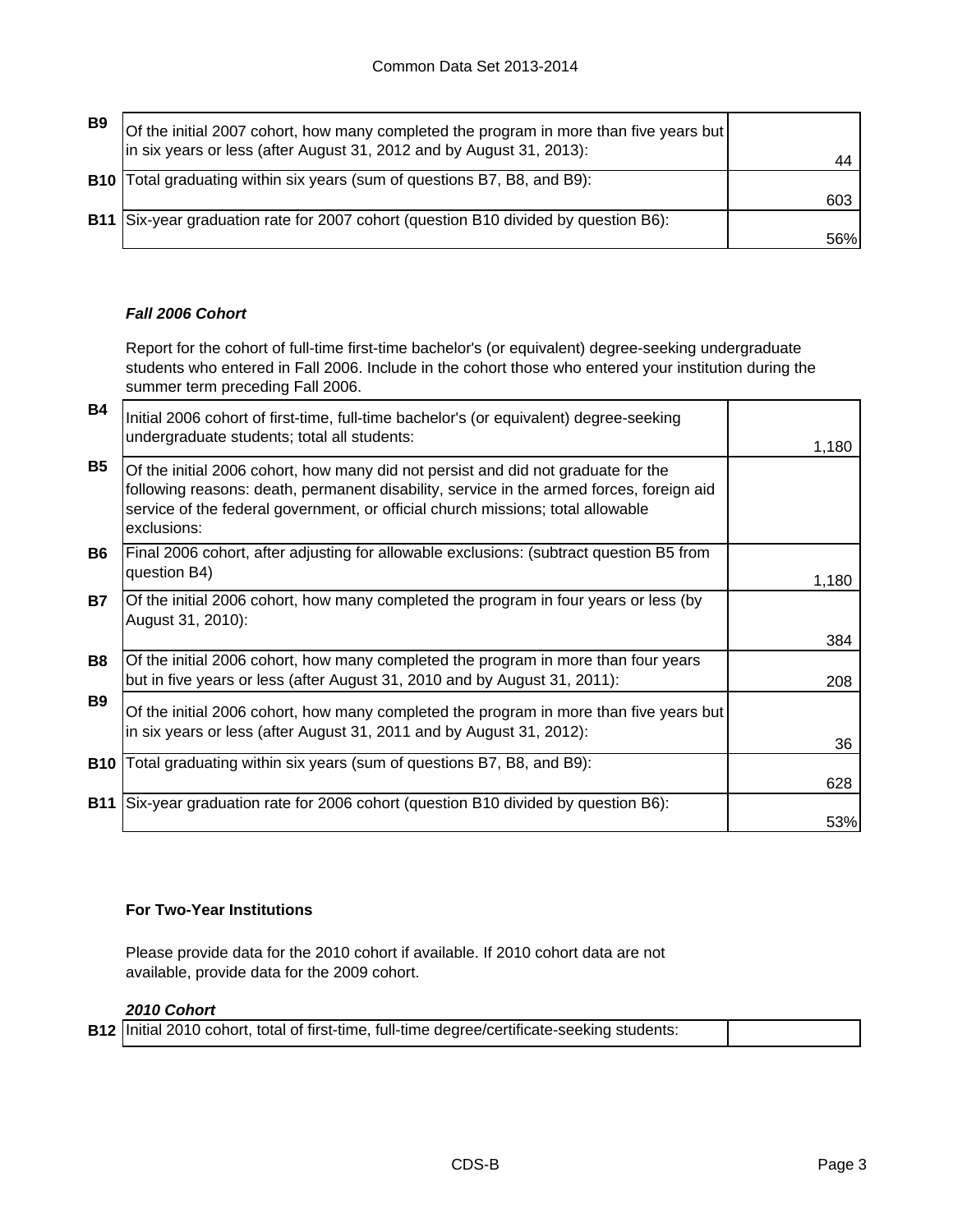| | | |
|---|---|---|
| **B9** | Of the initial 2007 cohort, how many completed the program in more than five years but in six years or less (after August 31, 2012 and by August 31, 2013): | 44 |
| **B10** | Total graduating within six years (sum of questions B7, B8, and B9): | 603 |
| **B11** | Six-year graduation rate for 2007 cohort (question B10 divided by question B6): | 56% |

***Fall 2006 Cohort***

Report for the cohort of full-time first-time bachelor's (or equivalent) degree-seeking undergraduate students who entered in Fall 2006. Include in the cohort those who entered your institution during the summer term preceding Fall 2006.

| | | |
|---|---|---|
| **B4** | Initial 2006 cohort of first-time, full-time bachelor's (or equivalent) degree-seeking undergraduate students; total all students: | 1,180 |
| **B5** | Of the initial 2006 cohort, how many did not persist and did not graduate for the following reasons: death, permanent disability, service in the armed forces, foreign aid service of the federal government, or official church missions; total allowable exclusions: | |
| **B6** | Final 2006 cohort, after adjusting for allowable exclusions: (subtract question B5 from question B4) | 1,180 |
| **B7** | Of the initial 2006 cohort, how many completed the program in four years or less (by August 31, 2010): | 384 |
| **B8** | Of the initial 2006 cohort, how many completed the program in more than four years but in five years or less (after August 31, 2010 and by August 31, 2011): | 208 |
| **B9** | Of the initial 2006 cohort, how many completed the program in more than five years but in six years or less (after August 31, 2011 and by August 31, 2012): | 36 |
| **B10** | Total graduating within six years (sum of questions B7, B8, and B9): | 628 |
| **B11** | Six-year graduation rate for 2006 cohort (question B10 divided by question B6): | 53% |

**For Two-Year Institutions**

Please provide data for the 2010 cohort if available. If 2010 cohort data are not available, provide data for the 2009 cohort.

***2010 Cohort***

| | | |
|---|---|---|
| **B12** | Initial 2010 cohort, total of first-time, full-time degree/certificate-seeking students: | |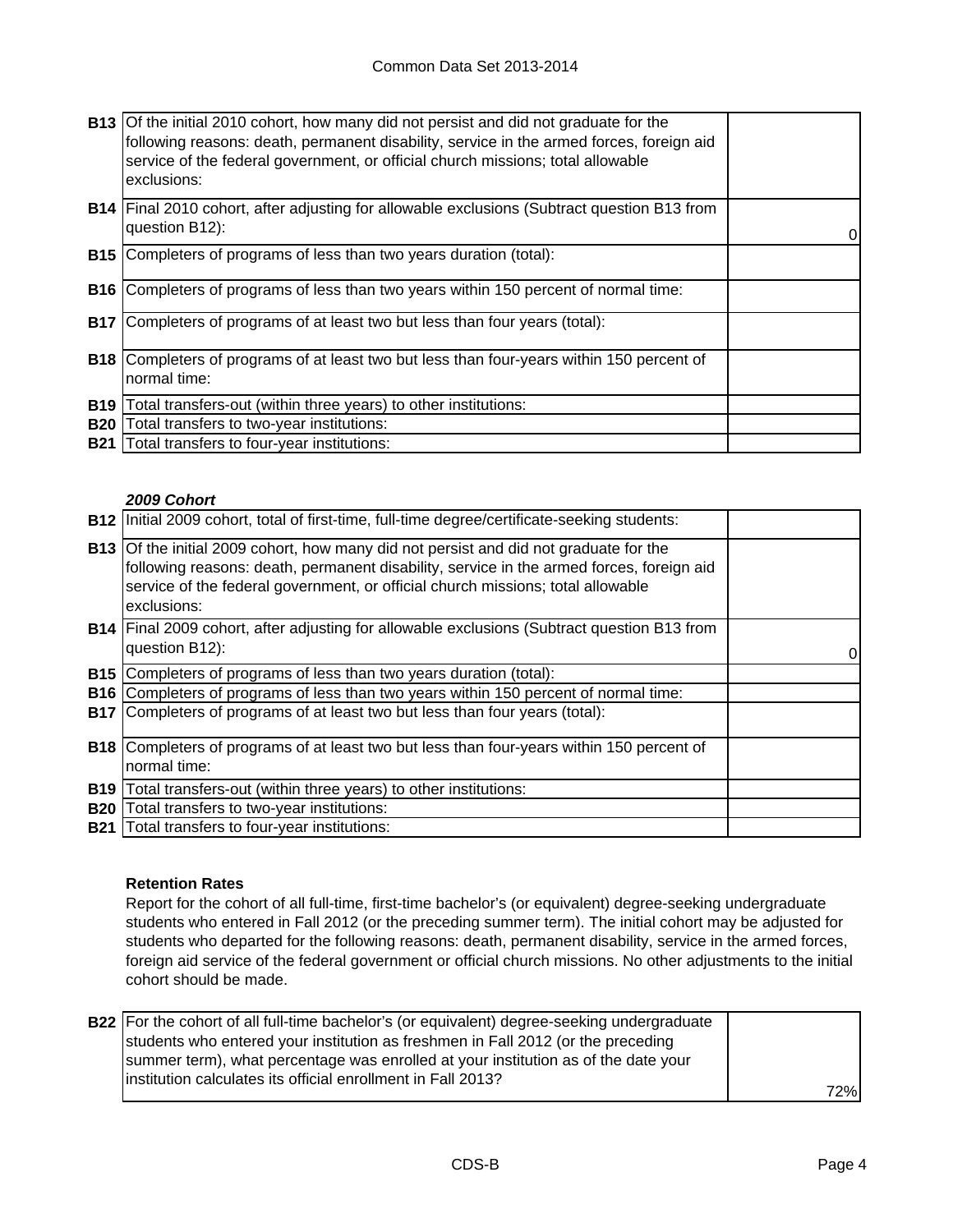| | | |
|---|---|---|
| **B13** | Of the initial 2010 cohort, how many did not persist and did not graduate for the following reasons: death, permanent disability, service in the armed forces, foreign aid service of the federal government, or official church missions; total allowable exclusions: | |
| **B14** | Final 2010 cohort, after adjusting for allowable exclusions (Subtract question B13 from question B12): | 0 |
| **B15** | Completers of programs of less than two years duration (total): | |
| **B16** | Completers of programs of less than two years within 150 percent of normal time: | |
| **B17** | Completers of programs of at least two but less than four years (total): | |
| **B18** | Completers of programs of at least two but less than four-years within 150 percent of normal time: | |
| **B19** | Total transfers-out (within three years) to other institutions: | |
| **B20** | Total transfers to two-year institutions: | |
| **B21** | Total transfers to four-year institutions: | |

***2009 Cohort***

| | | |
|---|---|---|
| **B12** | Initial 2009 cohort, total of first-time, full-time degree/certificate-seeking students: | |
| **B13** | Of the initial 2009 cohort, how many did not persist and did not graduate for the following reasons: death, permanent disability, service in the armed forces, foreign aid service of the federal government, or official church missions; total allowable exclusions: | |
| **B14** | Final 2009 cohort, after adjusting for allowable exclusions (Subtract question B13 from question B12): | 0 |
| **B15** | Completers of programs of less than two years duration (total): | |
| **B16** | Completers of programs of less than two years within 150 percent of normal time: | |
| **B17** | Completers of programs of at least two but less than four years (total): | |
| **B18** | Completers of programs of at least two but less than four-years within 150 percent of normal time: | |
| **B19** | Total transfers-out (within three years) to other institutions: | |
| **B20** | Total transfers to two-year institutions: | |
| **B21** | Total transfers to four-year institutions: | |

**Retention Rates**

Report for the cohort of all full-time, first-time bachelor's (or equivalent) degree-seeking undergraduate students who entered in Fall 2012 (or the preceding summer term). The initial cohort may be adjusted for students who departed for the following reasons: death, permanent disability, service in the armed forces, foreign aid service of the federal government or official church missions. No other adjustments to the initial cohort should be made.

| | | |
|---|---|---|
| **B22** | For the cohort of all full-time bachelor's (or equivalent) degree-seeking undergraduate students who entered your institution as freshmen in Fall 2012 (or the preceding summer term), what percentage was enrolled at your institution as of the date your institution calculates its official enrollment in Fall 2013? | 72% |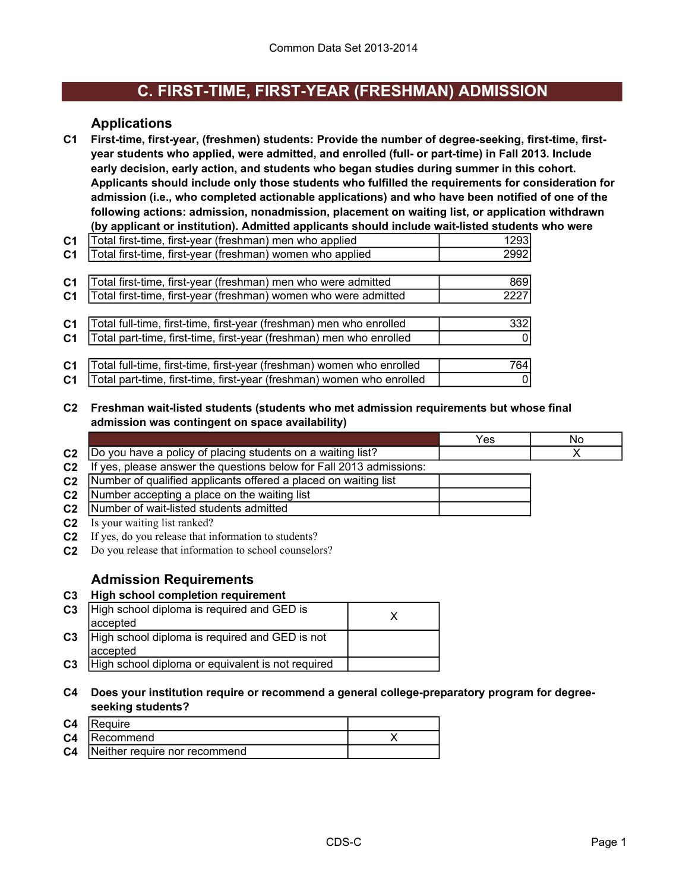Common Data Set 2013-2014

# C. FIRST-TIME, FIRST-YEAR (FRESHMAN) ADMISSION

## Applications

**C1 First-time, first-year, (freshmen) students: Provide the number of degree-seeking, first-time, first-year students who applied, were admitted, and enrolled (full- or part-time) in Fall 2013. Include early decision, early action, and students who began studies during summer in this cohort. Applicants should include only those students who fulfilled the requirements for consideration for admission (i.e., who completed actionable applications) and who have been notified of one of the following actions: admission, nonadmission, placement on waiting list, or application withdrawn (by applicant or institution). Admitted applicants should include wait-listed students who were**

| | | |
|---|---|---|
| C1 | Total first-time, first-year (freshman) men who applied | 1293 |
| C1 | Total first-time, first-year (freshman) women who applied | 2992 |
| C1 | Total first-time, first-year (freshman) men who were admitted | 869 |
| C1 | Total first-time, first-year (freshman) women who were admitted | 2227 |
| C1 | Total full-time, first-time, first-year (freshman) men who enrolled | 332 |
| C1 | Total part-time, first-time, first-year (freshman) men who enrolled | 0 |
| C1 | Total full-time, first-time, first-year (freshman) women who enrolled | 764 |
| C1 | Total part-time, first-time, first-year (freshman) women who enrolled | 0 |

**C2 Freshman wait-listed students (students who met admission requirements but whose final admission was contingent on space availability)**

| | | Yes | No |
|---|---|---|---|
| C2 | Do you have a policy of placing students on a waiting list? | | X |
| C2 | If yes, please answer the questions below for Fall 2013 admissions: | | |
| C2 | Number of qualified applicants offered a placed on waiting list | | |
| C2 | Number accepting a place on the waiting list | | |
| C2 | Number of wait-listed students admitted | | |
| C2 | Is your waiting list ranked? | | |
| C2 | If yes, do you release that information to students? | | |
| C2 | Do you release that information to school counselors? | | |

## Admission Requirements

**C3 High school completion requirement**

| | | |
|---|---|---|
| C3 | High school diploma is required and GED is accepted | X |
| C3 | High school diploma is required and GED is not accepted | |
| C3 | High school diploma or equivalent is not required | |

**C4 Does your institution require or recommend a general college-preparatory program for degree-seeking students?**

| | | |
|---|---|---|
| C4 | Require | |
| C4 | Recommend | X |
| C4 | Neither require nor recommend | |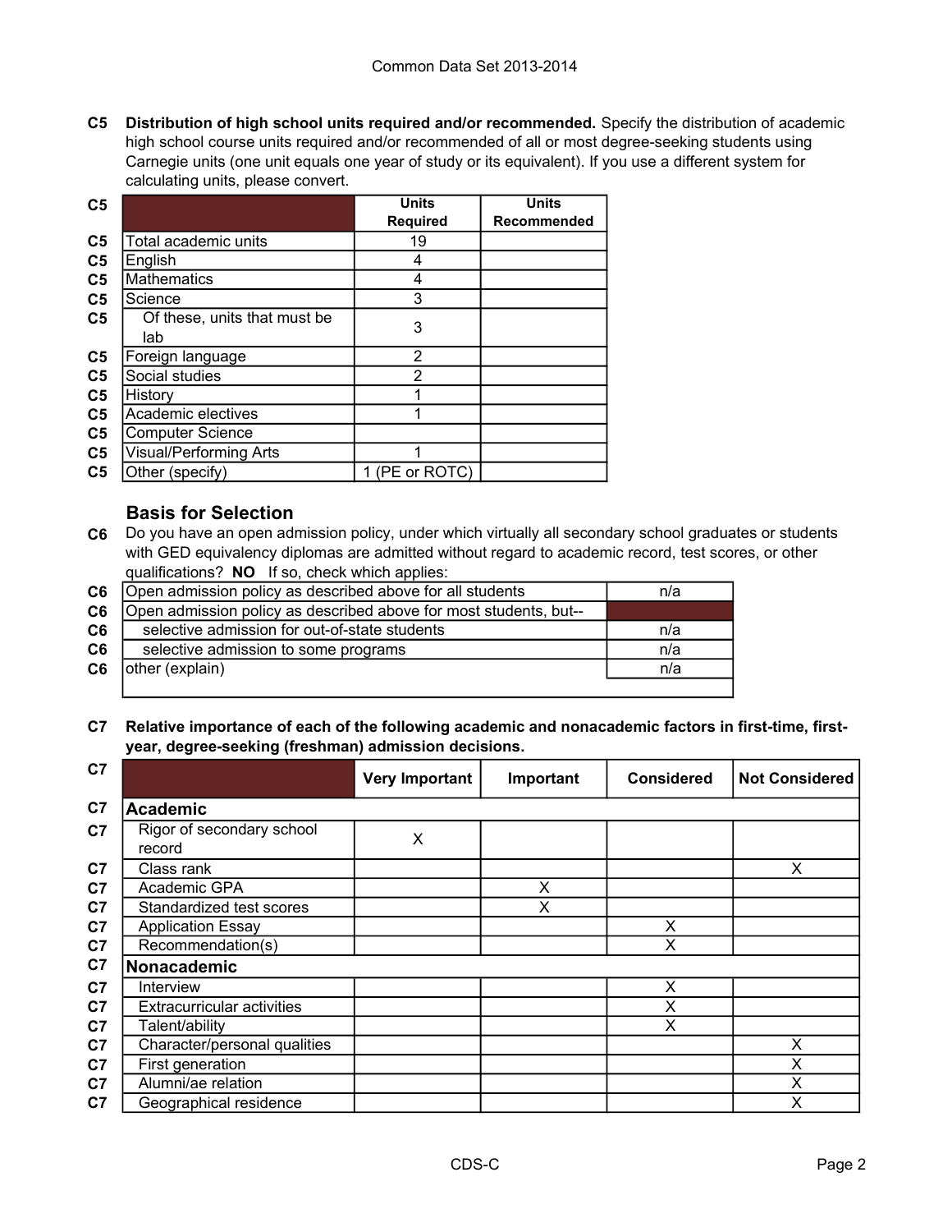**C5 Distribution of high school units required and/or recommended.** Specify the distribution of academic high school course units required and/or recommended of all or most degree-seeking students using Carnegie units (one unit equals one year of study or its equivalent). If you use a different system for calculating units, please convert.

| | | Units Required | Units Recommended |
|---|---|---|---|
| C5 | Total academic units | 19 | |
| C5 | English | 4 | |
| C5 | Mathematics | 4 | |
| C5 | Science | 3 | |
| C5 | Of these, units that must be lab | 3 | |
| C5 | Foreign language | 2 | |
| C5 | Social studies | 2 | |
| C5 | History | 1 | |
| C5 | Academic electives | 1 | |
| C5 | Computer Science | | |
| C5 | Visual/Performing Arts | 1 | |
| C5 | Other (specify) | 1 (PE or ROTC) | |

## Basis for Selection

**C6** Do you have an open admission policy, under which virtually all secondary school graduates or students with GED equivalency diplomas are admitted without regard to academic record, test scores, or other qualifications? **NO** If so, check which applies:

| | | |
|---|---|---|
| C6 | Open admission policy as described above for all students | n/a |
| C6 | Open admission policy as described above for most students, but-- | |
| C6 | selective admission for out-of-state students | n/a |
| C6 | selective admission to some programs | n/a |
| C6 | other (explain) | n/a |

**C7 Relative importance of each of the following academic and nonacademic factors in first-time, first-year, degree-seeking (freshman) admission decisions.**

| | | Very Important | Important | Considered | Not Considered |
|---|---|---|---|---|---|
| C7 | **Academic** | | | | |
| C7 | Rigor of secondary school record | X | | | |
| C7 | Class rank | | | | X |
| C7 | Academic GPA | | X | | |
| C7 | Standardized test scores | | X | | |
| C7 | Application Essay | | | X | |
| C7 | Recommendation(s) | | | X | |
| C7 | **Nonacademic** | | | | |
| C7 | Interview | | | X | |
| C7 | Extracurricular activities | | | X | |
| C7 | Talent/ability | | | X | |
| C7 | Character/personal qualities | | | | X |
| C7 | First generation | | | | X |
| C7 | Alumni/ae relation | | | | X |
| C7 | Geographical residence | | | | X |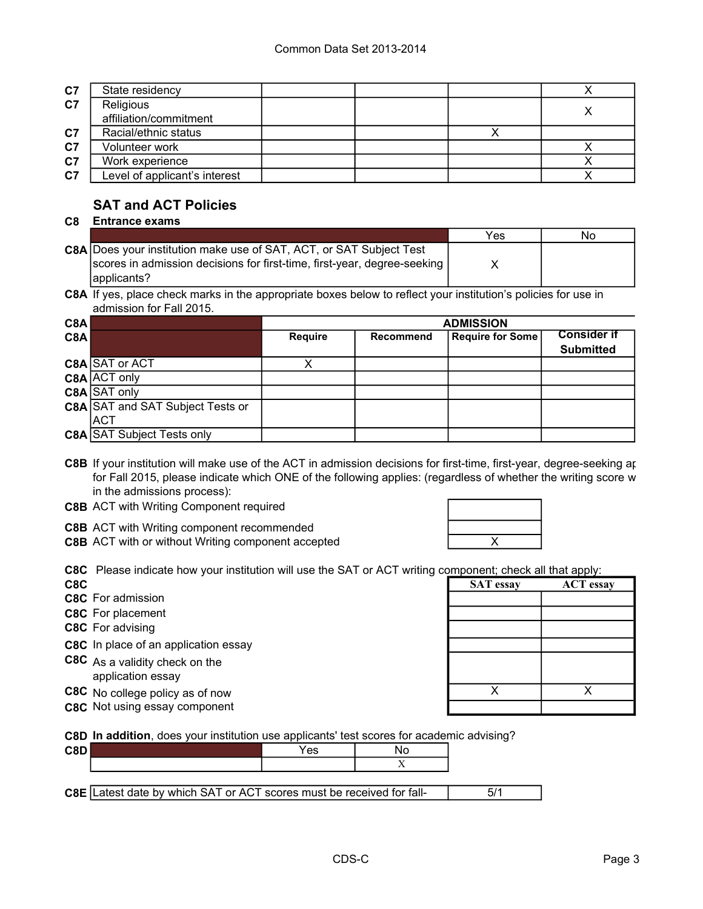| | | | | | |
|---|---|---|---|---|---|
| C7 | State residency | | | | X |
| C7 | Religious affiliation/commitment | | | | X |
| C7 | Racial/ethnic status | | | X | |
| C7 | Volunteer work | | | | X |
| C7 | Work experience | | | | X |
| C7 | Level of applicant's interest | | | | X |

## SAT and ACT Policies

**C8 Entrance exams**

| | | Yes | No |
|---|---|---|---|
| C8A | Does your institution make use of SAT, ACT, or SAT Subject Test scores in admission decisions for first-time, first-year, degree-seeking applicants? | X | |

**C8A** If yes, place check marks in the appropriate boxes below to reflect your institution's policies for use in admission for Fall 2015.

| | | ADMISSION | | | |
|---|---|---|---|---|---|
| C8A | | Require | Recommend | Require for Some | Consider if Submitted |
| C8A | SAT or ACT | X | | | |
| C8A | ACT only | | | | |
| C8A | SAT only | | | | |
| C8A | SAT and SAT Subject Tests or ACT | | | | |
| C8A | SAT Subject Tests only | | | | |

**C8B** If your institution will make use of the ACT in admission decisions for first-time, first-year, degree-seeking ap for Fall 2015, please indicate which ONE of the following applies: (regardless of whether the writing score w in the admissions process):

| | | |
|---|---|---|
| C8B | ACT with Writing Component required | |
| C8B | ACT with Writing component recommended | |
| C8B | ACT with or without Writing component accepted | X |

**C8C** Please indicate how your institution will use the SAT or ACT writing component; check all that apply:

| | | SAT essay | ACT essay |
|---|---|---|---|
| C8C | For admission | | |
| C8C | For placement | | |
| C8C | For advising | | |
| C8C | In place of an application essay | | |
| C8C | As a validity check on the application essay | | |
| C8C | No college policy as of now | X | X |
| C8C | Not using essay component | | |

**C8D In addition**, does your institution use applicants' test scores for academic advising?

| | Yes | No |
|---|---|---|
| C8D | | X |

| | | |
|---|---|---|
| C8E | Latest date by which SAT or ACT scores must be received for fall- | 5/1 |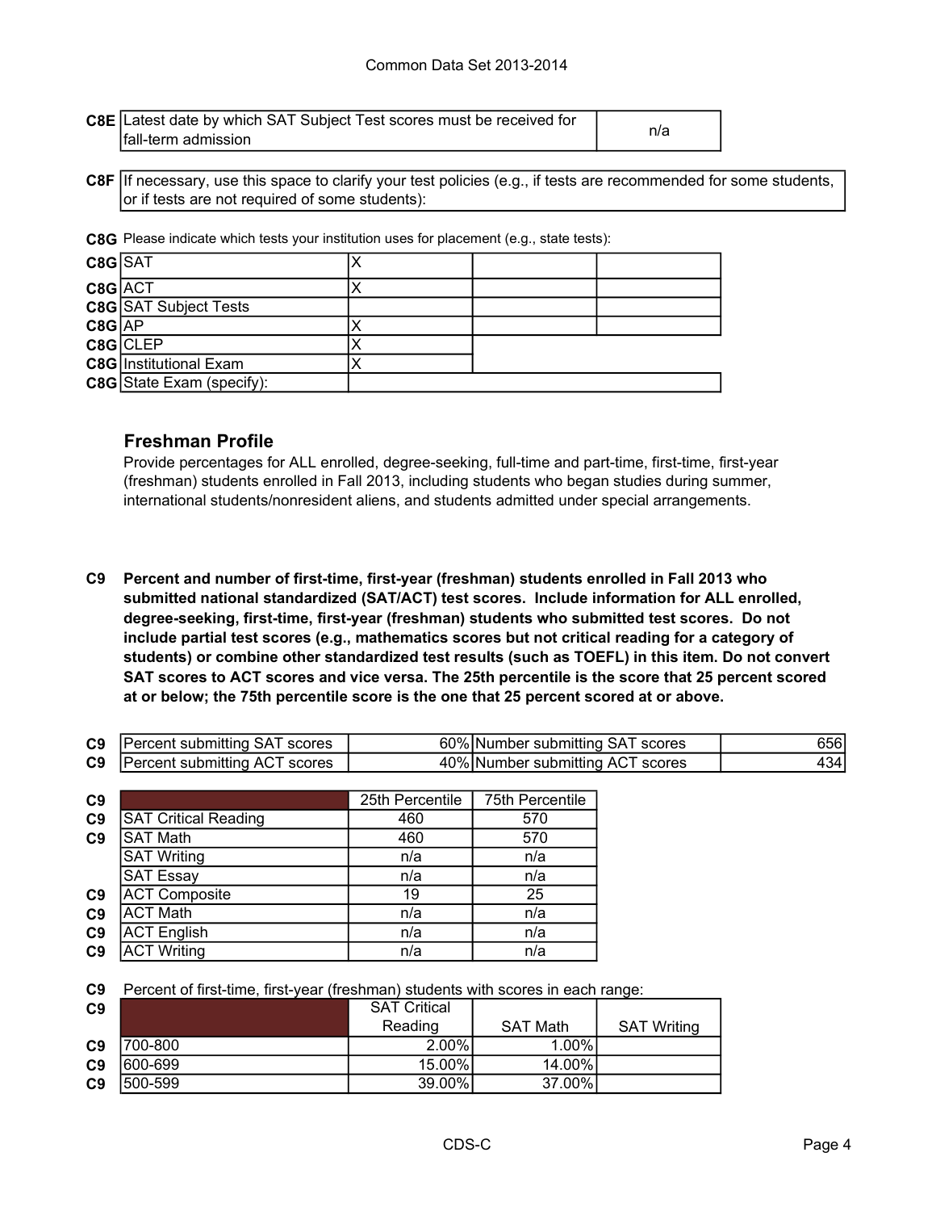| C8E | Latest date by which SAT Subject Test scores must be received for fall-term admission | n/a |
|---|---|---|

| C8F | If necessary, use this space to clarify your test policies (e.g., if tests are recommended for some students, or if tests are not required of some students): |
|---|---|

**C8G** Please indicate which tests your institution uses for placement (e.g., state tests):

| | | | | |
|---|---|---|---|---|
| C8G | SAT | X | | |
| C8G | ACT | X | | |
| C8G | SAT Subject Tests | | | |
| C8G | AP | X | | |
| C8G | CLEP | X | | |
| C8G | Institutional Exam | X | | |
| C8G | State Exam (specify): | | | |

## Freshman Profile

Provide percentages for ALL enrolled, degree-seeking, full-time and part-time, first-time, first-year (freshman) students enrolled in Fall 2013, including students who began studies during summer, international students/nonresident aliens, and students admitted under special arrangements.

**C9 Percent and number of first-time, first-year (freshman) students enrolled in Fall 2013 who submitted national standardized (SAT/ACT) test scores. Include information for ALL enrolled, degree-seeking, first-time, first-year (freshman) students who submitted test scores. Do not include partial test scores (e.g., mathematics scores but not critical reading for a category of students) or combine other standardized test results (such as TOEFL) in this item. Do not convert SAT scores to ACT scores and vice versa. The 25th percentile is the score that 25 percent scored at or below; the 75th percentile score is the one that 25 percent scored at or above.**

| | | | | |
|---|---|---|---|---|
| C9 | Percent submitting SAT scores | 60% | Number submitting SAT scores | 656 |
| C9 | Percent submitting ACT scores | 40% | Number submitting ACT scores | 434 |

| | | 25th Percentile | 75th Percentile |
|---|---|---|---|
| C9 | SAT Critical Reading | 460 | 570 |
| C9 | SAT Math | 460 | 570 |
| | SAT Writing | n/a | n/a |
| | SAT Essay | n/a | n/a |
| C9 | ACT Composite | 19 | 25 |
| C9 | ACT Math | n/a | n/a |
| C9 | ACT English | n/a | n/a |
| C9 | ACT Writing | n/a | n/a |

**C9** Percent of first-time, first-year (freshman) students with scores in each range:

| | | SAT Critical Reading | SAT Math | SAT Writing |
|---|---|---|---|---|
| C9 | 700-800 | 2.00% | 1.00% | |
| C9 | 600-699 | 15.00% | 14.00% | |
| C9 | 500-599 | 39.00% | 37.00% | |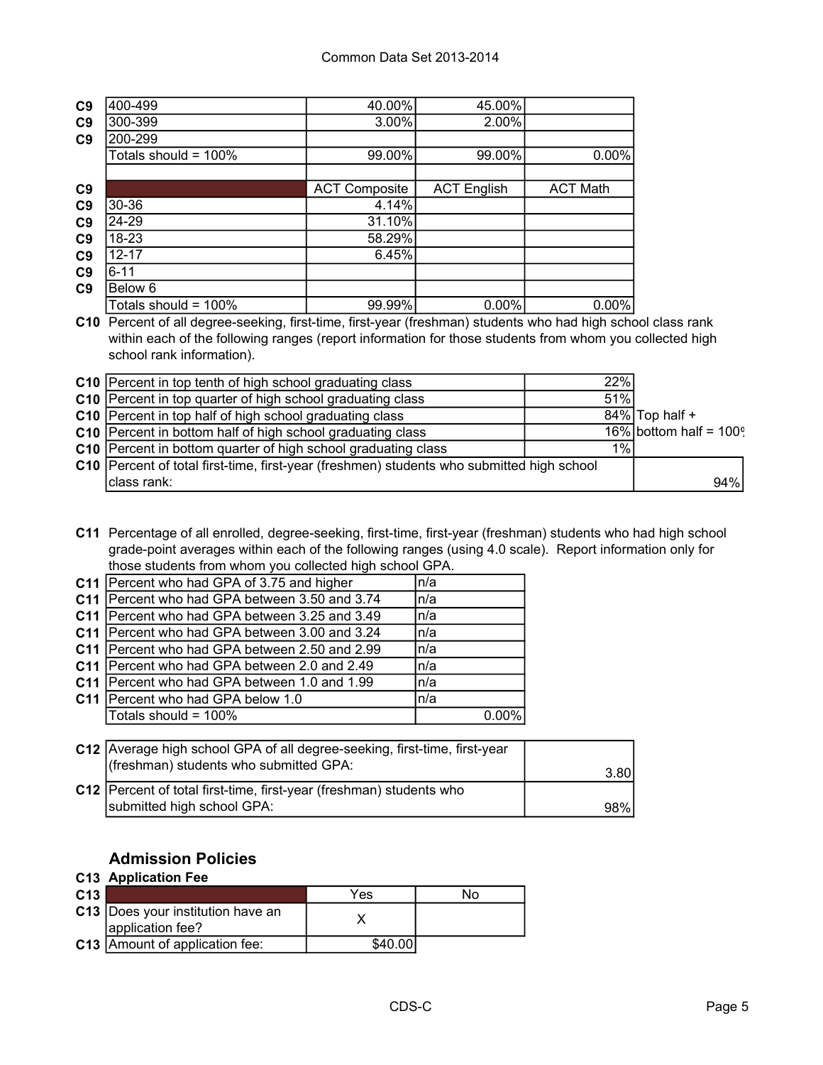| | | | | |
|---|---|---|---|---|
| C9 | 400-499 | 40.00% | 45.00% | |
| C9 | 300-399 | 3.00% | 2.00% | |
| C9 | 200-299 | | | |
| | Totals should = 100% | 99.00% | 99.00% | 0.00% |

| | | ACT Composite | ACT English | ACT Math |
|---|---|---|---|---|
| C9 | 30-36 | 4.14% | | |
| C9 | 24-29 | 31.10% | | |
| C9 | 18-23 | 58.29% | | |
| C9 | 12-17 | 6.45% | | |
| C9 | 6-11 | | | |
| C9 | Below 6 | | | |
| | Totals should = 100% | 99.99% | 0.00% | 0.00% |

**C10** Percent of all degree-seeking, first-time, first-year (freshman) students who had high school class rank within each of the following ranges (report information for those students from whom you collected high school rank information).

| | | | |
|---|---|---|---|
| C10 | Percent in top tenth of high school graduating class | 22% | |
| C10 | Percent in top quarter of high school graduating class | 51% | |
| C10 | Percent in top half of high school graduating class | 84% | Top half + |
| C10 | Percent in bottom half of high school graduating class | 16% | bottom half = 100% |
| C10 | Percent in bottom quarter of high school graduating class | 1% | |
| C10 | Percent of total first-time, first-year (freshmen) students who submitted high school class rank: | | 94% |

**C11** Percentage of all enrolled, degree-seeking, first-time, first-year (freshman) students who had high school grade-point averages within each of the following ranges (using 4.0 scale). Report information only for those students from whom you collected high school GPA.

| | | |
|---|---|---|
| C11 | Percent who had GPA of 3.75 and higher | n/a |
| C11 | Percent who had GPA between 3.50 and 3.74 | n/a |
| C11 | Percent who had GPA between 3.25 and 3.49 | n/a |
| C11 | Percent who had GPA between 3.00 and 3.24 | n/a |
| C11 | Percent who had GPA between 2.50 and 2.99 | n/a |
| C11 | Percent who had GPA between 2.0 and 2.49 | n/a |
| C11 | Percent who had GPA between 1.0 and 1.99 | n/a |
| C11 | Percent who had GPA below 1.0 | n/a |
| | Totals should = 100% | 0.00% |

| | | |
|---|---|---|
| C12 | Average high school GPA of all degree-seeking, first-time, first-year (freshman) students who submitted GPA: | 3.80 |
| C12 | Percent of total first-time, first-year (freshman) students who submitted high school GPA: | 98% |

## Admission Policies

**C13 Application Fee**

| | | Yes | No |
|---|---|---|---|
| C13 | Does your institution have an application fee? | X | |
| C13 | Amount of application fee: | $40.00 | |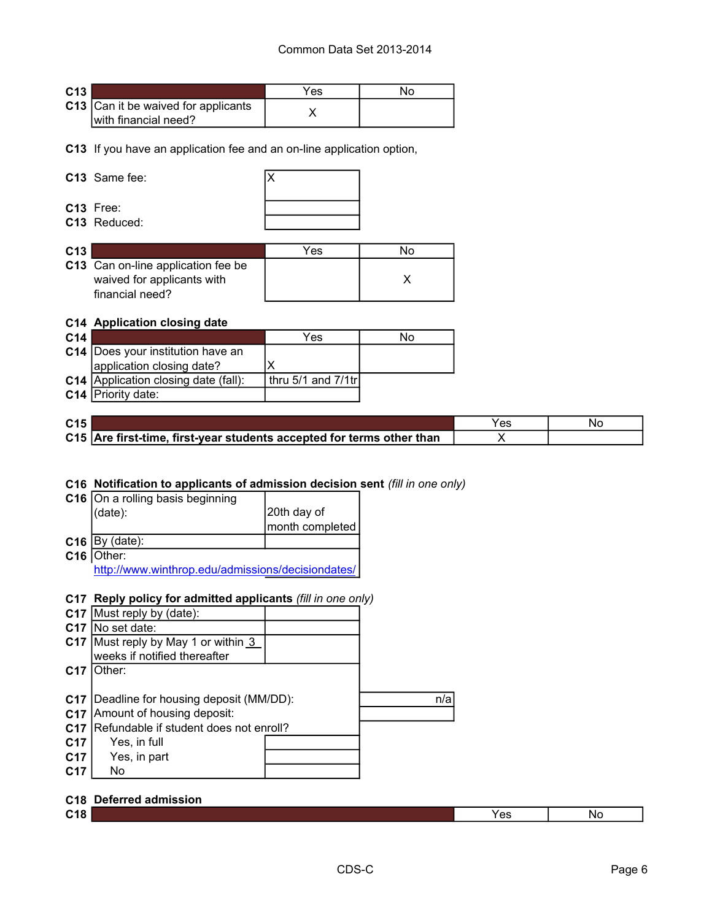Common Data Set 2013-2014

| C13 | | Yes | No |
|---|---|---|---|
| C13 | Can it be waived for applicants with financial need? | X | |

C13 If you have an application fee and an on-line application option,

| | | |
|---|---|---|
| C13 | Same fee: | X |
| C13 | Free: | |
| C13 | Reduced: | |

| C13 | | Yes | No |
|---|---|---|---|
| C13 | Can on-line application fee be waived for applicants with financial need? | | X |

**C14 Application closing date**

| C14 | | Yes | No |
|---|---|---|---|
| C14 | Does your institution have an application closing date? | X | |
| C14 | Application closing date (fall): | thru 5/1 and 7/1tr | |
| C14 | Priority date: | | |

| C15 | | Yes | No |
|---|---|---|---|
| C15 | **Are first-time, first-year students accepted for terms other than** | X | |

**C16 Notification to applicants of admission decision sent** *(fill in one only)*

| | | |
|---|---|---|
| C16 | On a rolling basis beginning (date): | 20th day of month completed |
| C16 | By (date): | |
| C16 | Other: http://www.winthrop.edu/admissions/decisiondates/ | |

**C17 Reply policy for admitted applicants** *(fill in one only)*

| | | |
|---|---|---|
| C17 | Must reply by (date): | |
| C17 | No set date: | |
| C17 | Must reply by May 1 or within 3 weeks if notified thereafter | |
| C17 | Other: | |

| | | |
|---|---|---|
| C17 | Deadline for housing deposit (MM/DD): | n/a |
| C17 | Amount of housing deposit: | |
| C17 | Refundable if student does not enroll? | |
| C17 | Yes, in full | |
| C17 | Yes, in part | |
| C17 | No | |

**C18 Deferred admission**

| C18 | | Yes | No |
|---|---|---|---|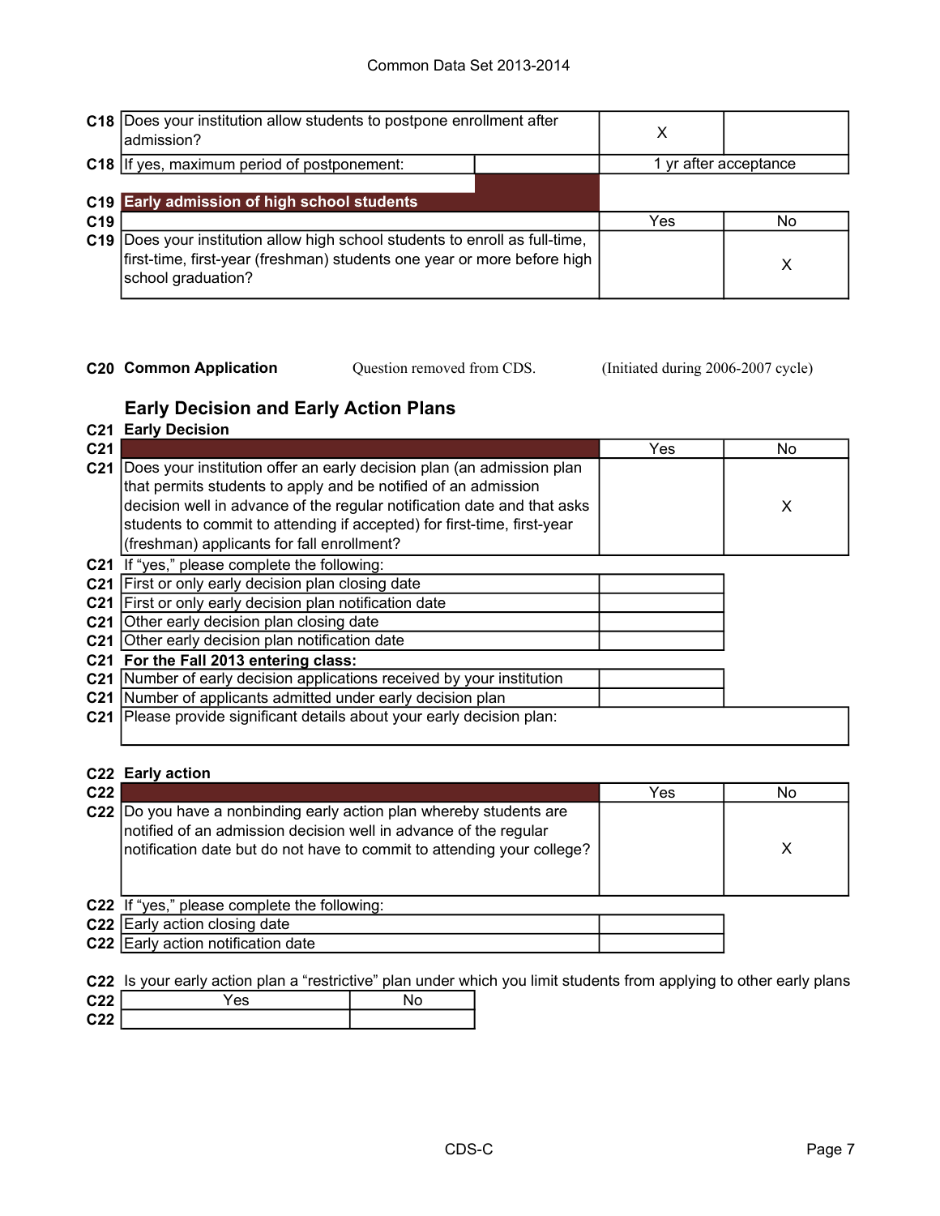| | | | |
|---|---|---|---|
| **C18** | Does your institution allow students to postpone enrollment after admission? | X | |
| **C18** | If yes, maximum period of postponement: | 1 yr after acceptance | |

| | **Early admission of high school students** | | |
|---|---|---|---|
| **C19** | | Yes | No |
| **C19** | Does your institution allow high school students to enroll as full-time, first-time, first-year (freshman) students one year or more before high school graduation? | | X |

**C20 Common Application** Question removed from CDS. (Initiated during 2006-2007 cycle)

## Early Decision and Early Action Plans

**C21 Early Decision**

| | | Yes | No |
|---|---|---|---|
| **C21** | Does your institution offer an early decision plan (an admission plan that permits students to apply and be notified of an admission decision well in advance of the regular notification date and that asks students to commit to attending if accepted) for first-time, first-year (freshman) applicants for fall enrollment? | | X |

**C21** If "yes," please complete the following:

| | | |
|---|---|---|
| **C21** | First or only early decision plan closing date | |
| **C21** | First or only early decision plan notification date | |
| **C21** | Other early decision plan closing date | |
| **C21** | Other early decision plan notification date | |

**C21 For the Fall 2013 entering class:**

| | | |
|---|---|---|
| **C21** | Number of early decision applications received by your institution | |
| **C21** | Number of applicants admitted under early decision plan | |
| **C21** | Please provide significant details about your early decision plan: | |

**C22 Early action**

| | | Yes | No |
|---|---|---|---|
| **C22** | Do you have a nonbinding early action plan whereby students are notified of an admission decision well in advance of the regular notification date but do not have to commit to attending your college? | | X |

**C22** If "yes," please complete the following:

| | | |
|---|---|---|
| **C22** | Early action closing date | |
| **C22** | Early action notification date | |

**C22** Is your early action plan a "restrictive" plan under which you limit students from applying to other early plans

| | Yes | No |
|---|---|---|
| **C22** | | |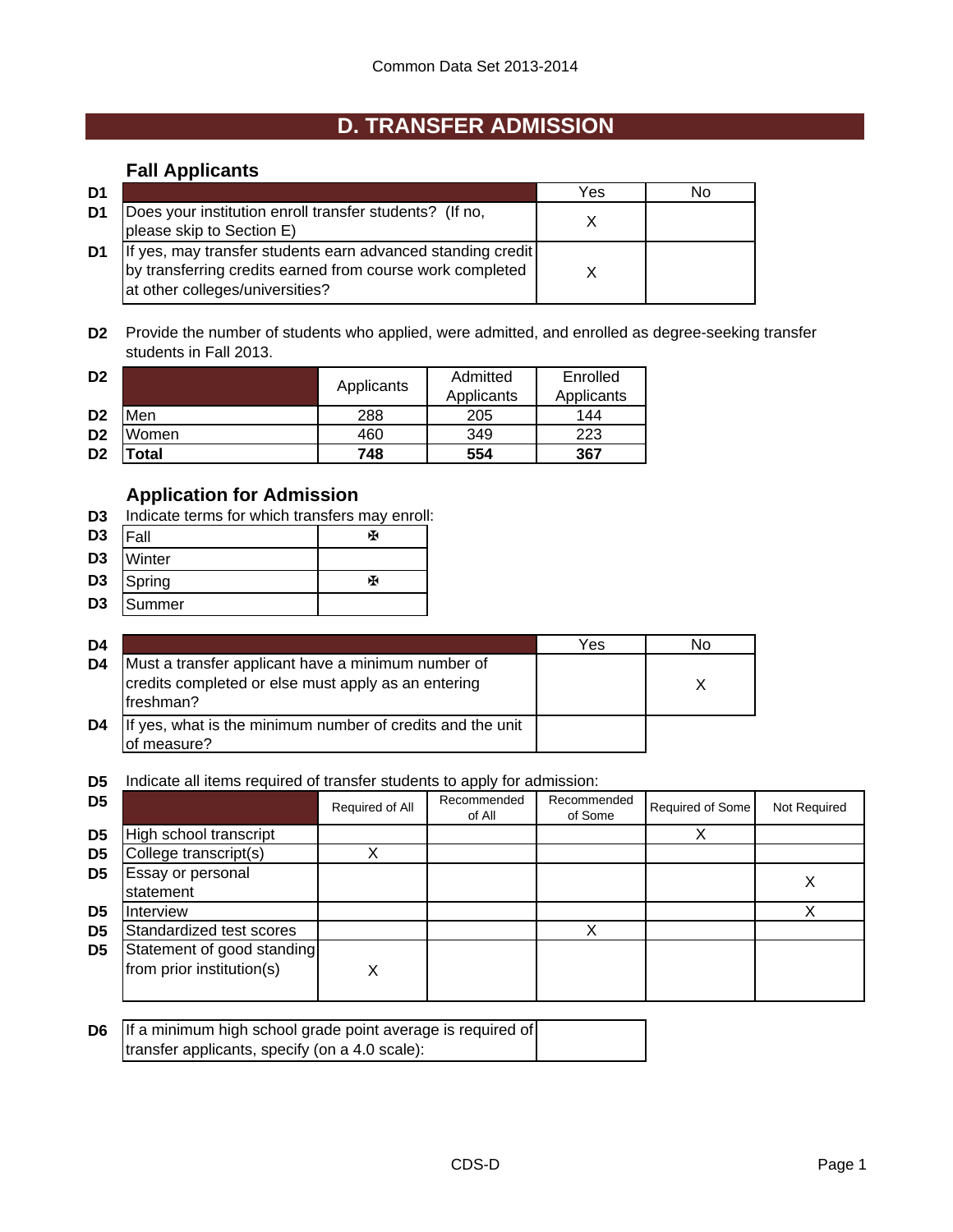Common Data Set 2013-2014

# D. TRANSFER ADMISSION

## Fall Applicants

| | | Yes | No |
|---|---|---|---|
| D1 | Does your institution enroll transfer students? (If no, please skip to Section E) | X | |
| D1 | If yes, may transfer students earn advanced standing credit by transferring credits earned from course work completed at other colleges/universities? | X | |

**D2** Provide the number of students who applied, were admitted, and enrolled as degree-seeking transfer students in Fall 2013.

| D2 | | Applicants | Admitted Applicants | Enrolled Applicants |
|---|---|---|---|---|
| D2 | Men | 288 | 205 | 144 |
| D2 | Women | 460 | 349 | 223 |
| D2 | **Total** | **748** | **554** | **367** |

## Application for Admission

**D3** Indicate terms for which transfers may enroll:

| D3 | Term | |
|---|---|---|
| D3 | Fall | ✠ |
| D3 | Winter | |
| D3 | Spring | ✠ |
| D3 | Summer | |

| D4 | | Yes | No |
|---|---|---|---|
| D4 | Must a transfer applicant have a minimum number of credits completed or else must apply as an entering freshman? | | X |
| D4 | If yes, what is the minimum number of credits and the unit of measure? | | |

**D5** Indicate all items required of transfer students to apply for admission:

| D5 | | Required of All | Recommended of All | Recommended of Some | Required of Some | Not Required |
|---|---|---|---|---|---|---|
| D5 | High school transcript | | | | X | |
| D5 | College transcript(s) | X | | | | |
| D5 | Essay or personal statement | | | | | X |
| D5 | Interview | | | | | X |
| D5 | Standardized test scores | | | X | | |
| D5 | Statement of good standing from prior institution(s) | X | | | | |

| D6 | If a minimum high school grade point average is required of transfer applicants, specify (on a 4.0 scale): | |
|---|---|---|

CDS-D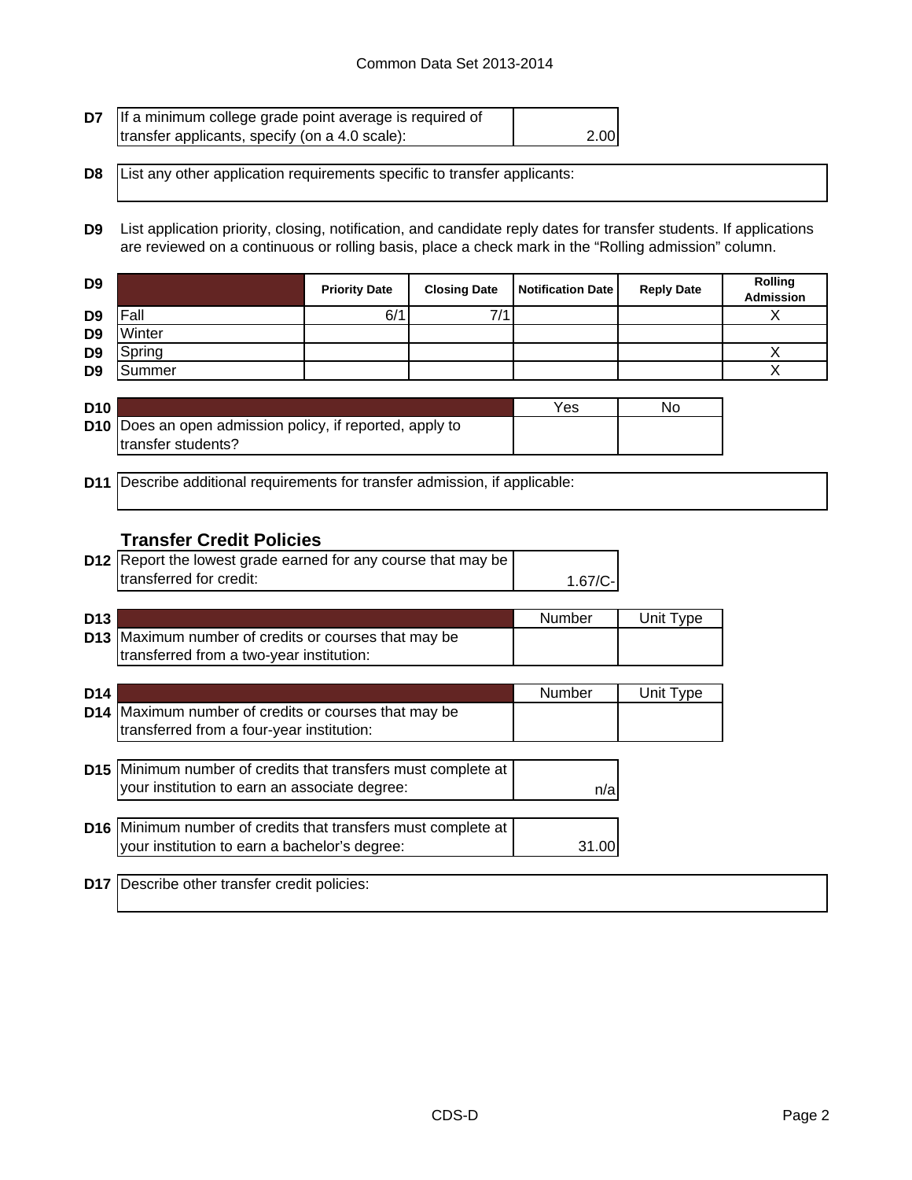| D7 | If a minimum college grade point average is required of transfer applicants, specify (on a 4.0 scale): | 2.00 |
|---|---|---|

| D8 | List any other application requirements specific to transfer applicants: |
|---|---|

**D9** List application priority, closing, notification, and candidate reply dates for transfer students. If applications are reviewed on a continuous or rolling basis, place a check mark in the "Rolling admission" column.

| D9 | | Priority Date | Closing Date | Notification Date | Reply Date | Rolling Admission |
|---|---|---|---|---|---|---|
| D9 | Fall | 6/1 | 7/1 | | | X |
| D9 | Winter | | | | | |
| D9 | Spring | | | | | X |
| D9 | Summer | | | | | X |

| D10 | | Yes | No |
|---|---|---|---|
| D10 | Does an open admission policy, if reported, apply to transfer students? | | |

| D11 | Describe additional requirements for transfer admission, if applicable: |
|---|---|

### Transfer Credit Policies

| D12 | Report the lowest grade earned for any course that may be transferred for credit: | 1.67/C- |
|---|---|---|

| D13 | | Number | Unit Type |
|---|---|---|---|
| D13 | Maximum number of credits or courses that may be transferred from a two-year institution: | | |

| D14 | | Number | Unit Type |
|---|---|---|---|
| D14 | Maximum number of credits or courses that may be transferred from a four-year institution: | | |

| D15 | Minimum number of credits that transfers must complete at your institution to earn an associate degree: | n/a |
|---|---|---|

| D16 | Minimum number of credits that transfers must complete at your institution to earn a bachelor's degree: | 31.00 |
|---|---|---|

| D17 | Describe other transfer credit policies: |
|---|---|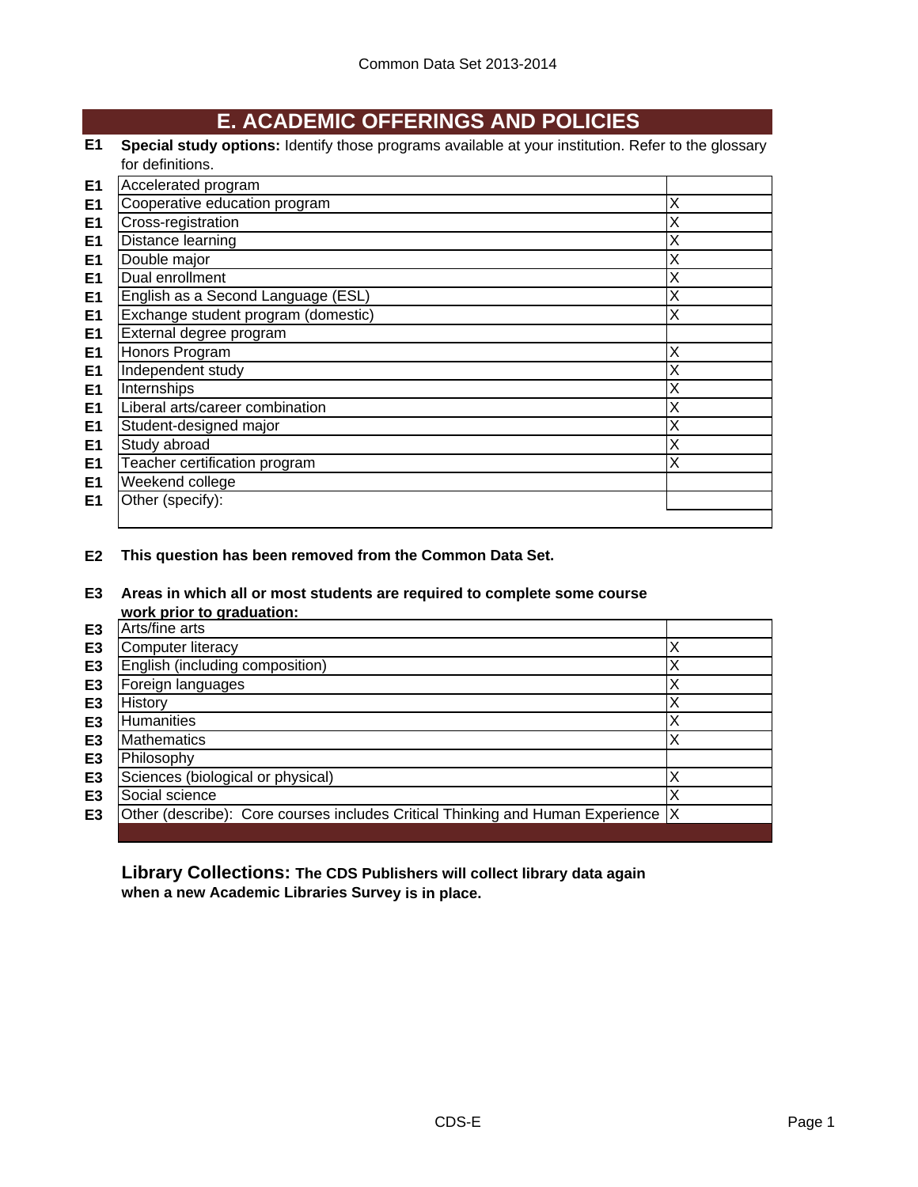# E. ACADEMIC OFFERINGS AND POLICIES

**E1** **Special study options:** Identify those programs available at your institution. Refer to the glossary for definitions.

| | | |
|---|---|---|
| E1 | Accelerated program | |
| E1 | Cooperative education program | X |
| E1 | Cross-registration | X |
| E1 | Distance learning | X |
| E1 | Double major | X |
| E1 | Dual enrollment | X |
| E1 | English as a Second Language (ESL) | X |
| E1 | Exchange student program (domestic) | X |
| E1 | External degree program | |
| E1 | Honors Program | X |
| E1 | Independent study | X |
| E1 | Internships | X |
| E1 | Liberal arts/career combination | X |
| E1 | Student-designed major | X |
| E1 | Study abroad | X |
| E1 | Teacher certification program | X |
| E1 | Weekend college | |
| E1 | Other (specify): | |

**E2** **This question has been removed from the Common Data Set.**

**E3** **Areas in which all or most students are required to complete some course work prior to graduation:**

| | | |
|---|---|---|
| E3 | Arts/fine arts | |
| E3 | Computer literacy | X |
| E3 | English (including composition) | X |
| E3 | Foreign languages | X |
| E3 | History | X |
| E3 | Humanities | X |
| E3 | Mathematics | X |
| E3 | Philosophy | |
| E3 | Sciences (biological or physical) | X |
| E3 | Social science | X |
| E3 | Other (describe): Core courses includes Critical Thinking and Human Experience | X |

**Library Collections: The CDS Publishers will collect library data again when a new Academic Libraries Survey is in place.**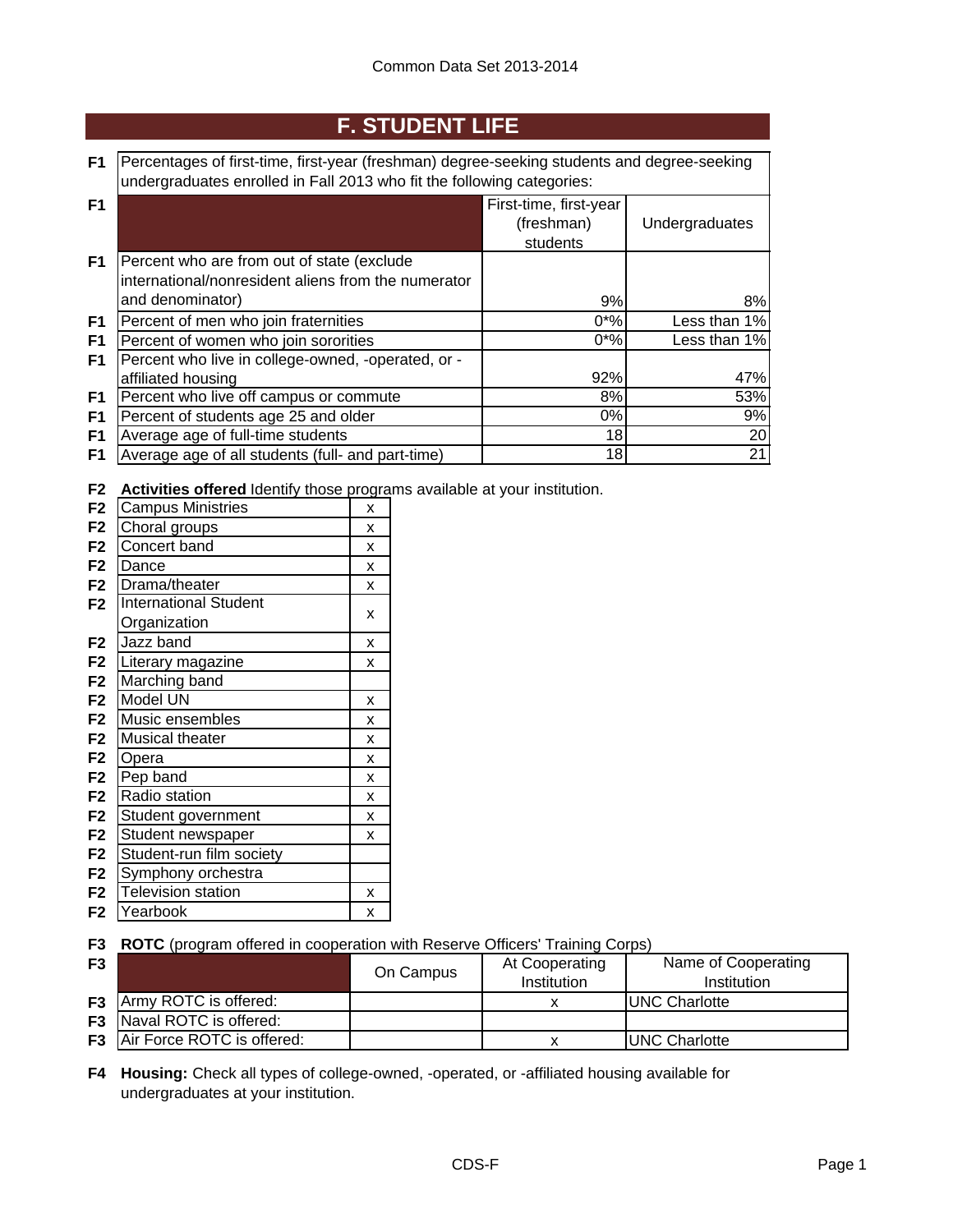## F. STUDENT LIFE

**F1** Percentages of first-time, first-year (freshman) degree-seeking students and degree-seeking undergraduates enrolled in Fall 2013 who fit the following categories:

| | First-time, first-year (freshman) students | Undergraduates |
|---|---|---|
| Percent who are from out of state (exclude international/nonresident aliens from the numerator and denominator) | 9% | 8% |
| Percent of men who join fraternities | 0*% | Less than 1% |
| Percent of women who join sororities | 0*% | Less than 1% |
| Percent who live in college-owned, -operated, or -affiliated housing | 92% | 47% |
| Percent who live off campus or commute | 8% | 53% |
| Percent of students age 25 and older | 0% | 9% |
| Average age of full-time students | 18 | 20 |
| Average age of all students (full- and part-time) | 18 | 21 |

**F2** **Activities offered** Identify those programs available at your institution.

| Activity | |
|---|---|
| Campus Ministries | x |
| Choral groups | x |
| Concert band | x |
| Dance | x |
| Drama/theater | x |
| International Student Organization | x |
| Jazz band | x |
| Literary magazine | x |
| Marching band | |
| Model UN | x |
| Music ensembles | x |
| Musical theater | x |
| Opera | x |
| Pep band | x |
| Radio station | x |
| Student government | x |
| Student newspaper | x |
| Student-run film society | |
| Symphony orchestra | |
| Television station | x |
| Yearbook | x |

**F3** **ROTC** (program offered in cooperation with Reserve Officers' Training Corps)

| | On Campus | At Cooperating Institution | Name of Cooperating Institution |
|---|---|---|---|
| Army ROTC is offered: | | x | UNC Charlotte |
| Naval ROTC is offered: | | | |
| Air Force ROTC is offered: | | x | UNC Charlotte |

**F4** **Housing:** Check all types of college-owned, -operated, or -affiliated housing available for undergraduates at your institution.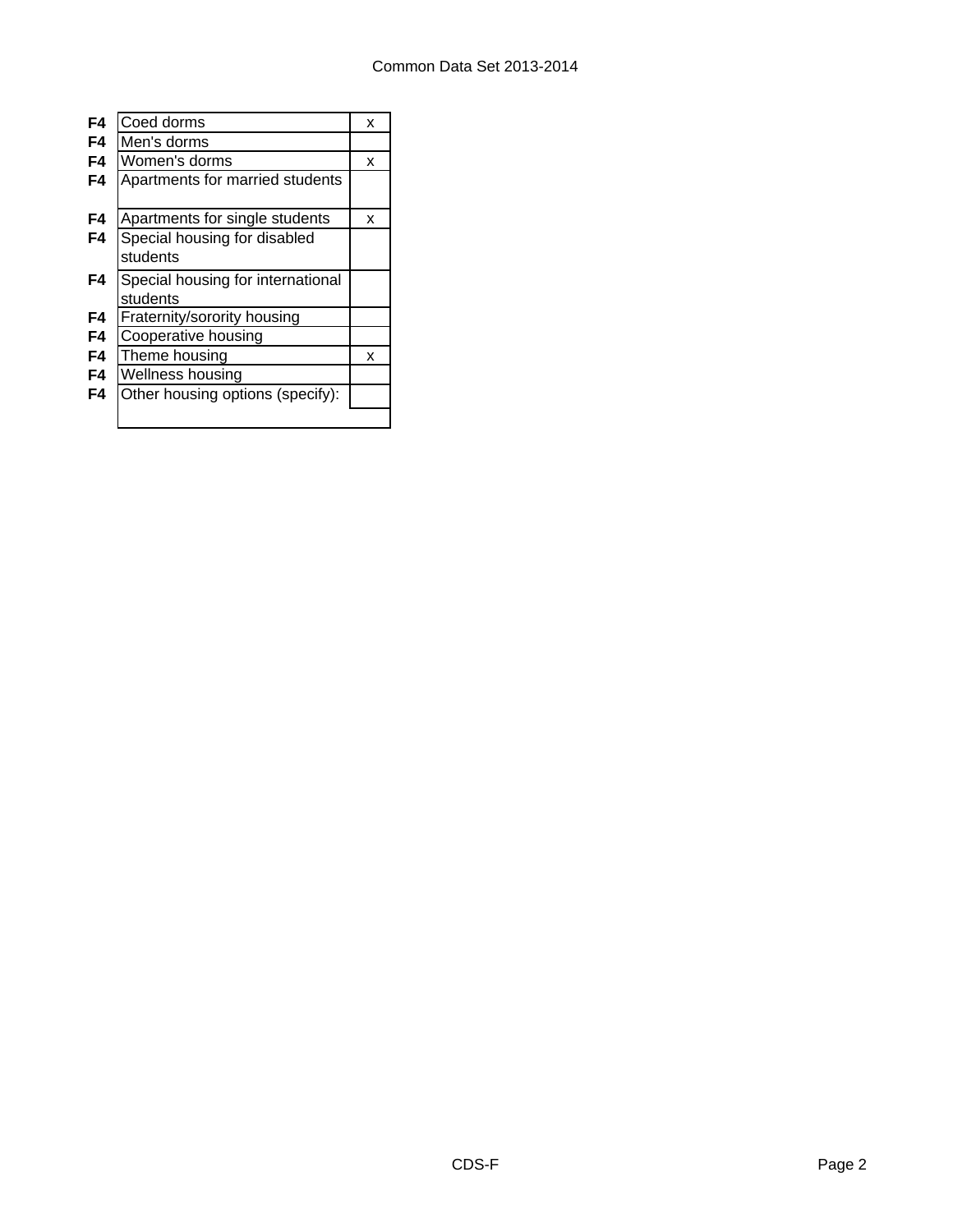| | | |
|---|---|---|
| **F4** | Coed dorms | x |
| **F4** | Men's dorms | |
| **F4** | Women's dorms | x |
| **F4** | Apartments for married students | |
| **F4** | Apartments for single students | x |
| **F4** | Special housing for disabled students | |
| **F4** | Special housing for international students | |
| **F4** | Fraternity/sorority housing | |
| **F4** | Cooperative housing | |
| **F4** | Theme housing | x |
| **F4** | Wellness housing | |
| **F4** | Other housing options (specify): | |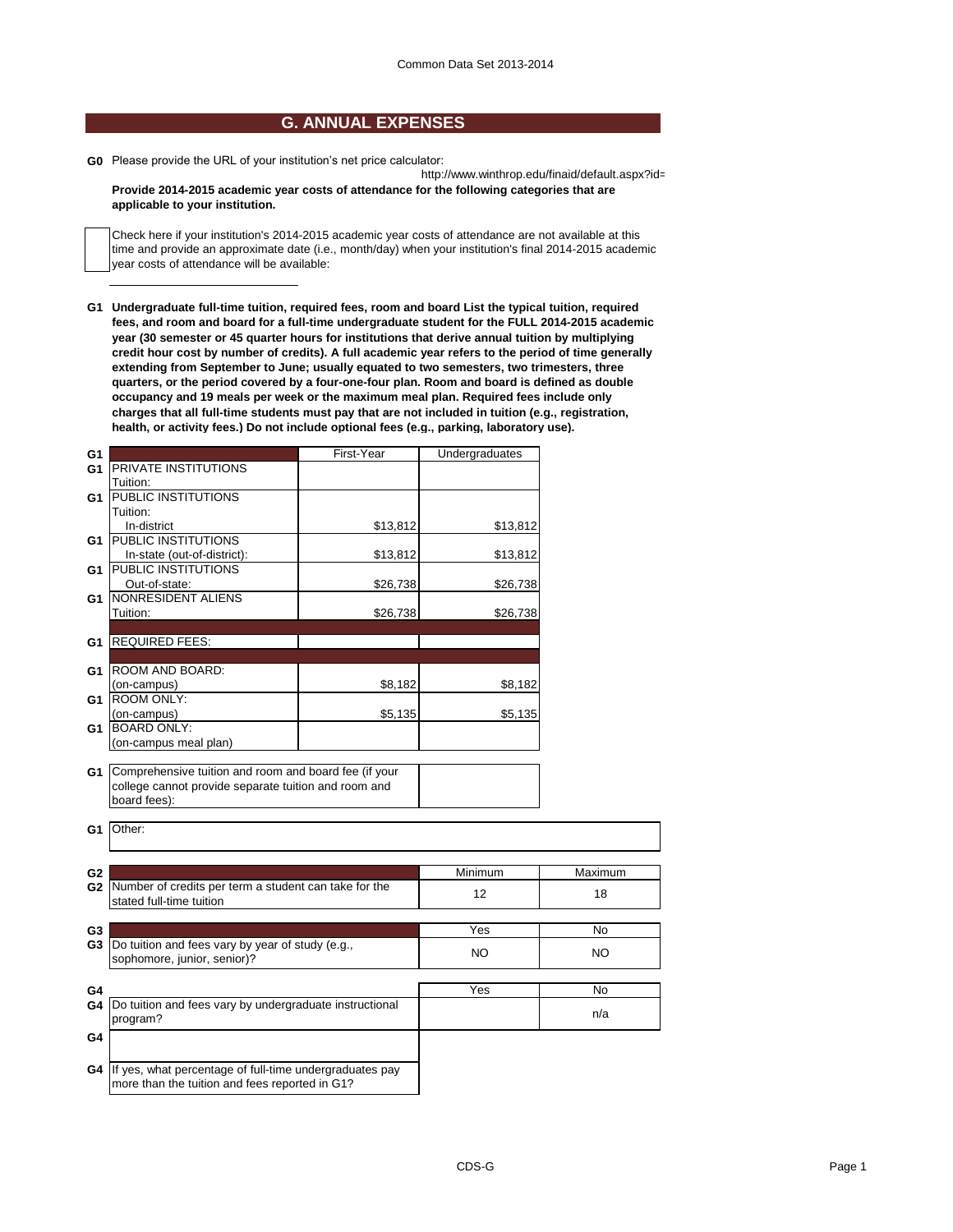Common Data Set 2013-2014

## G. ANNUAL EXPENSES

**G0** Please provide the URL of your institution's net price calculator:

http://www.winthrop.edu/finaid/default.aspx?id=

**Provide 2014-2015 academic year costs of attendance for the following categories that are applicable to your institution.**

Check here if your institution's 2014-2015 academic year costs of attendance are not available at this time and provide an approximate date (i.e., month/day) when your institution's final 2014-2015 academic year costs of attendance will be available:

**G1 Undergraduate full-time tuition, required fees, room and board List the typical tuition, required fees, and room and board for a full-time undergraduate student for the FULL 2014-2015 academic year (30 semester or 45 quarter hours for institutions that derive annual tuition by multiplying credit hour cost by number of credits). A full academic year refers to the period of time generally extending from September to June; usually equated to two semesters, two trimesters, three quarters, or the period covered by a four-one-four plan. Room and board is defined as double occupancy and 19 meals per week or the maximum meal plan. Required fees include only charges that all full-time students must pay that are not included in tuition (e.g., registration, health, or activity fees.) Do not include optional fees (e.g., parking, laboratory use).**

| | | First-Year | Undergraduates |
|---|---|---|---|
| G1 | PRIVATE INSTITUTIONS Tuition: | | |
| G1 | PUBLIC INSTITUTIONS Tuition: In-district | $13,812 | $13,812 |
| G1 | PUBLIC INSTITUTIONS In-state (out-of-district): | $13,812 | $13,812 |
| G1 | PUBLIC INSTITUTIONS Out-of-state: | $26,738 | $26,738 |
| G1 | NONRESIDENT ALIENS Tuition: | $26,738 | $26,738 |
| G1 | REQUIRED FEES: | | |
| G1 | ROOM AND BOARD: (on-campus) | $8,182 | $8,182 |
| G1 | ROOM ONLY: (on-campus) | $5,135 | $5,135 |
| G1 | BOARD ONLY: (on-campus meal plan) | | |

| | | |
|---|---|---|
| G1 | Comprehensive tuition and room and board fee (if your college cannot provide separate tuition and room and board fees): | |

**G1** Other:

| | | Minimum | Maximum |
|---|---|---|---|
| G2 | Number of credits per term a student can take for the stated full-time tuition | 12 | 18 |

| | | Yes | No |
|---|---|---|---|
| G3 | Do tuition and fees vary by year of study (e.g., sophomore, junior, senior)? | NO | NO |

| | | Yes | No |
|---|---|---|---|
| G4 | Do tuition and fees vary by undergraduate instructional program? | | n/a |
| G4 | | | |
| G4 | If yes, what percentage of full-time undergraduates pay more than the tuition and fees reported in G1? | | |

CDS-G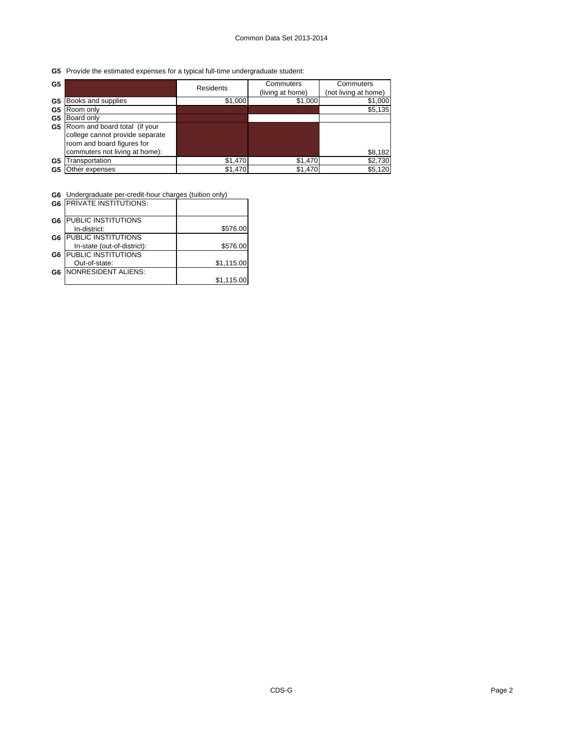**G5** Provide the estimated expenses for a typical full-time undergraduate student:

| G5 | | Residents | Commuters (living at home) | Commuters (not living at home) |
|---|---|---|---|---|
| G5 | Books and supplies | $1,000 | $1,000 | $1,000 |
| G5 | Room only | | | $5,135 |
| G5 | Board only | | | |
| G5 | Room and board total (if your college cannot provide separate room and board figures for commuters not living at home): | | | $8,182 |
| G5 | Transportation | $1,470 | $1,470 | $2,730 |
| G5 | Other expenses | $1,470 | $1,470 | $5,120 |

**G6** Undergraduate per-credit-hour charges (tuition only)

| | | |
|---|---|---|
| G6 | PRIVATE INSTITUTIONS: | |
| G6 | PUBLIC INSTITUTIONS In-district: | $576.00 |
| G6 | PUBLIC INSTITUTIONS In-state (out-of-district): | $576.00 |
| G6 | PUBLIC INSTITUTIONS Out-of-state: | $1,115.00 |
| G6 | NONRESIDENT ALIENS: | $1,115.00 |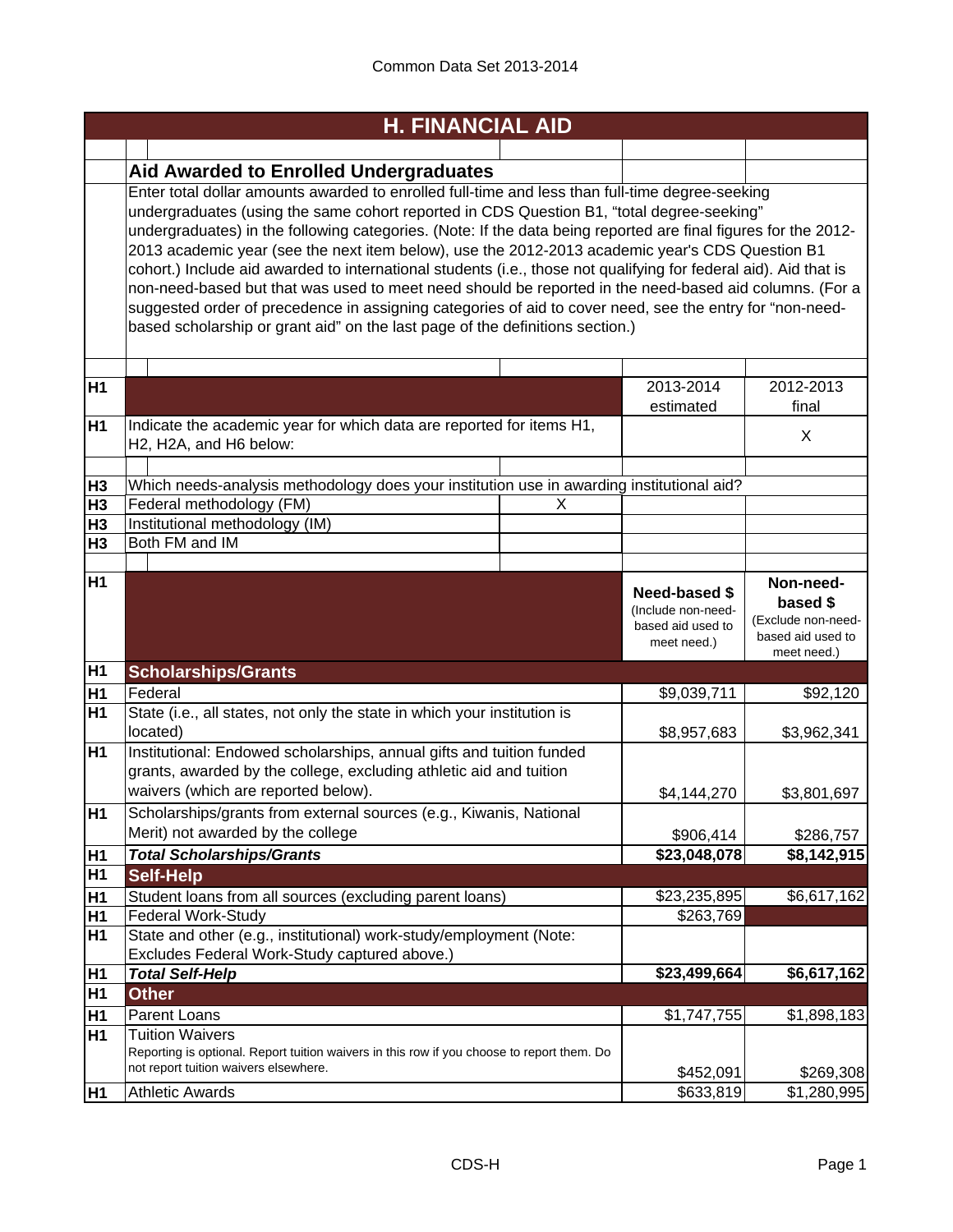# H. FINANCIAL AID

## Aid Awarded to Enrolled Undergraduates

Enter total dollar amounts awarded to enrolled full-time and less than full-time degree-seeking undergraduates (using the same cohort reported in CDS Question B1, "total degree-seeking" undergraduates) in the following categories. (Note: If the data being reported are final figures for the 2012-2013 academic year (see the next item below), use the 2012-2013 academic year's CDS Question B1 cohort.) Include aid awarded to international students (i.e., those not qualifying for federal aid). Aid that is non-need-based but that was used to meet need should be reported in the need-based aid columns. (For a suggested order of precedence in assigning categories of aid to cover need, see the entry for "non-need-based scholarship or grant aid" on the last page of the definitions section.)

| | | 2013-2014 estimated | 2012-2013 final |
|---|---|---|---|
| H1 | Indicate the academic year for which data are reported for items H1, H2, H2A, and H6 below: | | X |

| | | |
|---|---|---|
| H3 | Which needs-analysis methodology does your institution use in awarding institutional aid? | |
| H3 | Federal methodology (FM) | X |
| H3 | Institutional methodology (IM) | |
| H3 | Both FM and IM | |

| | | Need-based $ (Include non-need-based aid used to meet need.) | Non-need-based $ (Exclude non-need-based aid used to meet need.) |
|---|---|---|---|
| H1 | **Scholarships/Grants** | | |
| H1 | Federal | $9,039,711 | $92,120 |
| H1 | State (i.e., all states, not only the state in which your institution is located) | $8,957,683 | $3,962,341 |
| H1 | Institutional: Endowed scholarships, annual gifts and tuition funded grants, awarded by the college, excluding athletic aid and tuition waivers (which are reported below). | $4,144,270 | $3,801,697 |
| H1 | Scholarships/grants from external sources (e.g., Kiwanis, National Merit) not awarded by the college | $906,414 | $286,757 |
| H1 | ***Total Scholarships/Grants*** | **$23,048,078** | **$8,142,915** |
| H1 | **Self-Help** | | |
| H1 | Student loans from all sources (excluding parent loans) | $23,235,895 | $6,617,162 |
| H1 | Federal Work-Study | $263,769 | |
| H1 | State and other (e.g., institutional) work-study/employment (Note: Excludes Federal Work-Study captured above.) | | |
| H1 | ***Total Self-Help*** | **$23,499,664** | **$6,617,162** |
| H1 | **Other** | | |
| H1 | Parent Loans | $1,747,755 | $1,898,183 |
| H1 | Tuition Waivers<br>Reporting is optional. Report tuition waivers in this row if you choose to report them. Do not report tuition waivers elsewhere. | $452,091 | $269,308 |
| H1 | Athletic Awards | $633,819 | $1,280,995 |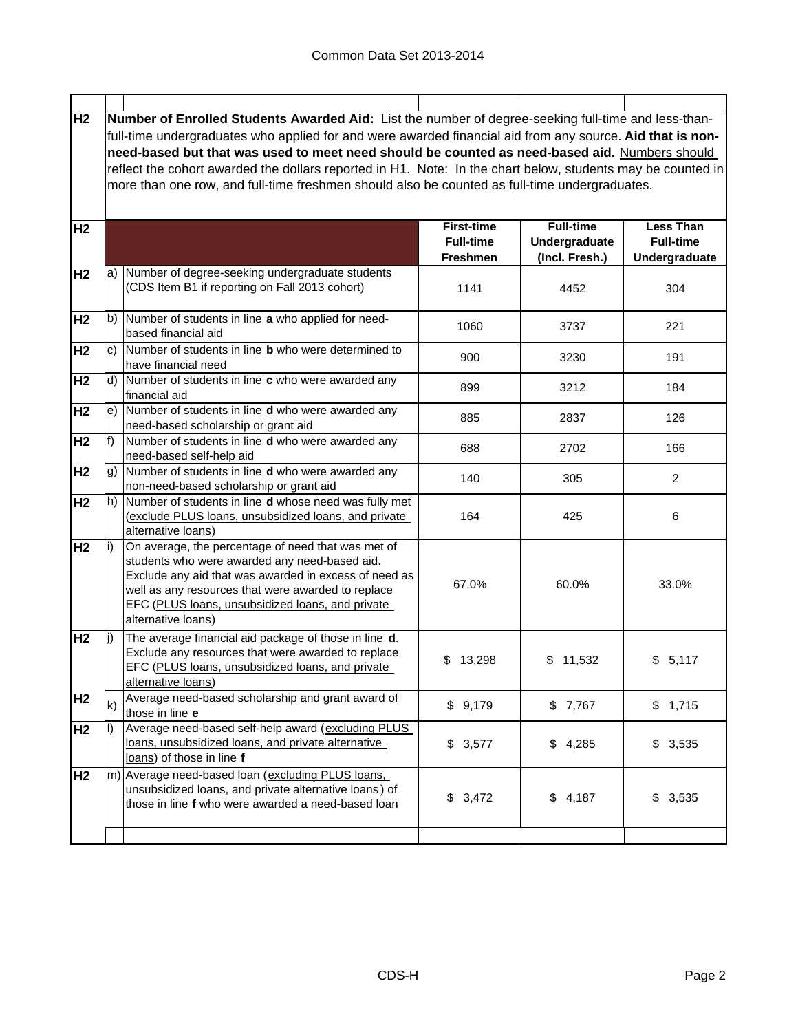**H2** **Number of Enrolled Students Awarded Aid:** List the number of degree-seeking full-time and less-than-full-time undergraduates who applied for and were awarded financial aid from any source. **Aid that is non-need-based but that was used to meet need should be counted as need-based aid.** Numbers should reflect the cohort awarded the dollars reported in H1. Note: In the chart below, students may be counted in more than one row, and full-time freshmen should also be counted as full-time undergraduates.

| | | | First-time Full-time Freshmen | Full-time Undergraduate (Incl. Fresh.) | Less Than Full-time Undergraduate |
|---|---|---|---|---|---|
| H2 | a) | Number of degree-seeking undergraduate students (CDS Item B1 if reporting on Fall 2013 cohort) | 1141 | 4452 | 304 |
| H2 | b) | Number of students in line **a** who applied for need-based financial aid | 1060 | 3737 | 221 |
| H2 | c) | Number of students in line **b** who were determined to have financial need | 900 | 3230 | 191 |
| H2 | d) | Number of students in line **c** who were awarded any financial aid | 899 | 3212 | 184 |
| H2 | e) | Number of students in line **d** who were awarded any need-based scholarship or grant aid | 885 | 2837 | 126 |
| H2 | f) | Number of students in line **d** who were awarded any need-based self-help aid | 688 | 2702 | 166 |
| H2 | g) | Number of students in line **d** who were awarded any non-need-based scholarship or grant aid | 140 | 305 | 2 |
| H2 | h) | Number of students in line **d** whose need was fully met (exclude PLUS loans, unsubsidized loans, and private alternative loans) | 164 | 425 | 6 |
| H2 | i) | On average, the percentage of need that was met of students who were awarded any need-based aid. Exclude any aid that was awarded in excess of need as well as any resources that were awarded to replace EFC (PLUS loans, unsubsidized loans, and private alternative loans) | 67.0% | 60.0% | 33.0% |
| H2 | j) | The average financial aid package of those in line **d**. Exclude any resources that were awarded to replace EFC (PLUS loans, unsubsidized loans, and private alternative loans) | $ 13,298 | $ 11,532 | $ 5,117 |
| H2 | k) | Average need-based scholarship and grant award of those in line **e** | $ 9,179 | $ 7,767 | $ 1,715 |
| H2 | l) | Average need-based self-help award (excluding PLUS loans, unsubsidized loans, and private alternative loans) of those in line **f** | $ 3,577 | $ 4,285 | $ 3,535 |
| H2 | m) | Average need-based loan (excluding PLUS loans, unsubsidized loans, and private alternative loans) of those in line **f** who were awarded a need-based loan | $ 3,472 | $ 4,187 | $ 3,535 |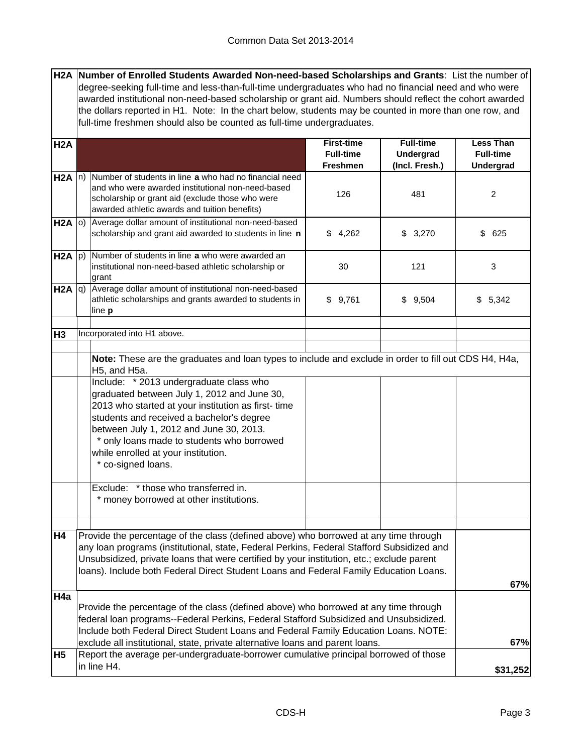**H2A Number of Enrolled Students Awarded Non-need-based Scholarships and Grants**: List the number of degree-seeking full-time and less-than-full-time undergraduates who had no financial need and who were awarded institutional non-need-based scholarship or grant aid. Numbers should reflect the cohort awarded the dollars reported in H1. Note: In the chart below, students may be counted in more than one row, and full-time freshmen should also be counted as full-time undergraduates.

| | | | First-time Full-time Freshmen | Full-time Undergrad (Incl. Fresh.) | Less Than Full-time Undergrad |
|---|---|---|---|---|---|
| H2A | n) | Number of students in line **a** who had no financial need and who were awarded institutional non-need-based scholarship or grant aid (exclude those who were awarded athletic awards and tuition benefits) | 126 | 481 | 2 |
| H2A | o) | Average dollar amount of institutional non-need-based scholarship and grant aid awarded to students in line **n** | $ 4,262 | $ 3,270 | $ 625 |
| H2A | p) | Number of students in line **a** who were awarded an institutional non-need-based athletic scholarship or grant | 30 | 121 | 3 |
| H2A | q) | Average dollar amount of institutional non-need-based athletic scholarships and grants awarded to students in line **p** | $ 9,761 | $ 9,504 | $ 5,342 |

**H3** Incorporated into H1 above.

**Note:** These are the graduates and loan types to include and exclude in order to fill out CDS H4, H4a, H5, and H5a.

Include: * 2013 undergraduate class who graduated between July 1, 2012 and June 30, 2013 who started at your institution as first- time students and received a bachelor's degree between July 1, 2012 and June 30, 2013.
* only loans made to students who borrowed while enrolled at your institution.
* co-signed loans.

Exclude: * those who transferred in.
* money borrowed at other institutions.

| | | |
|---|---|---|
| H4 | Provide the percentage of the class (defined above) who borrowed at any time through any loan programs (institutional, state, Federal Perkins, Federal Stafford Subsidized and Unsubsidized, private loans that were certified by your institution, etc.; exclude parent loans). Include both Federal Direct Student Loans and Federal Family Education Loans. | **67%** |
| H4a | Provide the percentage of the class (defined above) who borrowed at any time through federal loan programs--Federal Perkins, Federal Stafford Subsidized and Unsubsidized. Include both Federal Direct Student Loans and Federal Family Education Loans. NOTE: exclude all institutional, state, private alternative loans and parent loans. | **67%** |
| H5 | Report the average per-undergraduate-borrower cumulative principal borrowed of those in line H4. | **$31,252** |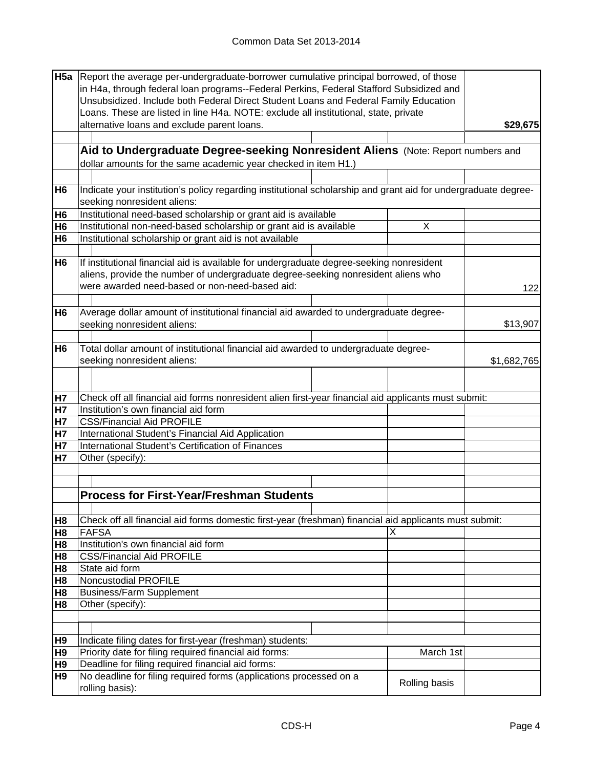| | | | |
|---|---|---|---|
| H5a | Report the average per-undergraduate-borrower cumulative principal borrowed, of those in H4a, through federal loan programs--Federal Perkins, Federal Stafford Subsidized and Unsubsidized. Include both Federal Direct Student Loans and Federal Family Education Loans. These are listed in line H4a. NOTE: exclude all institutional, state, private alternative loans and exclude parent loans. | | **$29,675** |

## Aid to Undergraduate Degree-seeking Nonresident Aliens

(Note: Report numbers and dollar amounts for the same academic year checked in item H1.)

| | | | |
|---|---|---|---|
| H6 | Indicate your institution's policy regarding institutional scholarship and grant aid for undergraduate degree-seeking nonresident aliens: | | |
| H6 | Institutional need-based scholarship or grant aid is available | | |
| H6 | Institutional non-need-based scholarship or grant aid is available | X | |
| H6 | Institutional scholarship or grant aid is not available | | |
| H6 | If institutional financial aid is available for undergraduate degree-seeking nonresident aliens, provide the number of undergraduate degree-seeking nonresident aliens who were awarded need-based or non-need-based aid: | | 122 |
| H6 | Average dollar amount of institutional financial aid awarded to undergraduate degree-seeking nonresident aliens: | | $13,907 |
| H6 | Total dollar amount of institutional financial aid awarded to undergraduate degree-seeking nonresident aliens: | | $1,682,765 |

| | | | |
|---|---|---|---|
| H7 | Check off all financial aid forms nonresident alien first-year financial aid applicants must submit: | | |
| H7 | Institution's own financial aid form | | |
| H7 | CSS/Financial Aid PROFILE | | |
| H7 | International Student's Financial Aid Application | | |
| H7 | International Student's Certification of Finances | | |
| H7 | Other (specify): | | |

## Process for First-Year/Freshman Students

| | | | |
|---|---|---|---|
| H8 | Check off all financial aid forms domestic first-year (freshman) financial aid applicants must submit: | | |
| H8 | FAFSA | X | |
| H8 | Institution's own financial aid form | | |
| H8 | CSS/Financial Aid PROFILE | | |
| H8 | State aid form | | |
| H8 | Noncustodial PROFILE | | |
| H8 | Business/Farm Supplement | | |
| H8 | Other (specify): | | |

| | | | |
|---|---|---|---|
| H9 | Indicate filing dates for first-year (freshman) students: | | |
| H9 | Priority date for filing required financial aid forms: | March 1st | |
| H9 | Deadline for filing required financial aid forms: | | |
| H9 | No deadline for filing required forms (applications processed on a rolling basis): | Rolling basis | |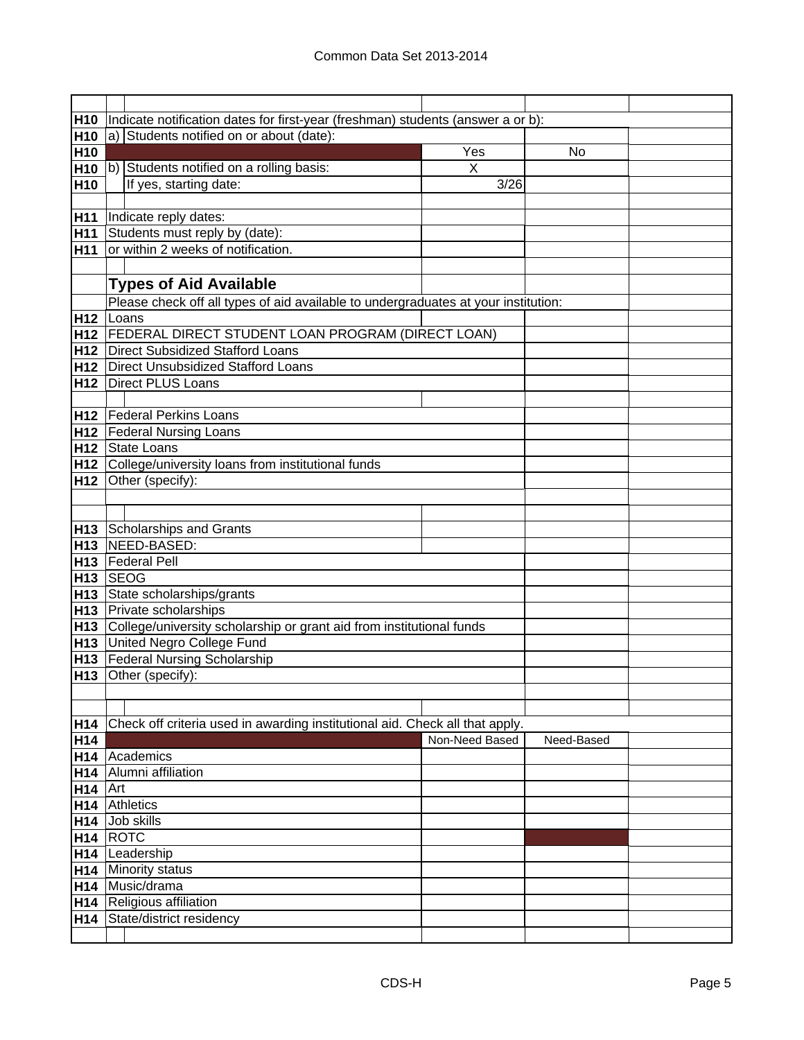| | | | | |
|---|---|---|---|---|
| H10 | Indicate notification dates for first-year (freshman) students (answer a or b): | | | |
| H10 | a) Students notified on or about (date): | | | |
| H10 | | Yes | No | |
| H10 | b) Students notified on a rolling basis: | X | | |
| H10 | If yes, starting date: | 3/26 | | |
| | | | | |
| H11 | Indicate reply dates: | | | |
| H11 | Students must reply by (date): | | | |
| H11 | or within 2 weeks of notification. | | | |

## Types of Aid Available

Please check off all types of aid available to undergraduates at your institution:

| | | | |
|---|---|---|---|
| H12 | Loans | | |
| H12 | FEDERAL DIRECT STUDENT LOAN PROGRAM (DIRECT LOAN) | | |
| H12 | Direct Subsidized Stafford Loans | | |
| H12 | Direct Unsubsidized Stafford Loans | | |
| H12 | Direct PLUS Loans | | |
| | | | |
| H12 | Federal Perkins Loans | | |
| H12 | Federal Nursing Loans | | |
| H12 | State Loans | | |
| H12 | College/university loans from institutional funds | | |
| H12 | Other (specify): | | |

| | | | |
|---|---|---|---|
| H13 | Scholarships and Grants | | |
| H13 | NEED-BASED: | | |
| H13 | Federal Pell | | |
| H13 | SEOG | | |
| H13 | State scholarships/grants | | |
| H13 | Private scholarships | | |
| H13 | College/university scholarship or grant aid from institutional funds | | |
| H13 | United Negro College Fund | | |
| H13 | Federal Nursing Scholarship | | |
| H13 | Other (specify): | | |

H14 Check off criteria used in awarding institutional aid. Check all that apply.

| | | Non-Need Based | Need-Based | |
|---|---|---|---|---|
| H14 | Academics | | | |
| H14 | Alumni affiliation | | | |
| H14 | Art | | | |
| H14 | Athletics | | | |
| H14 | Job skills | | | |
| H14 | ROTC | | | |
| H14 | Leadership | | | |
| H14 | Minority status | | | |
| H14 | Music/drama | | | |
| H14 | Religious affiliation | | | |
| H14 | State/district residency | | | |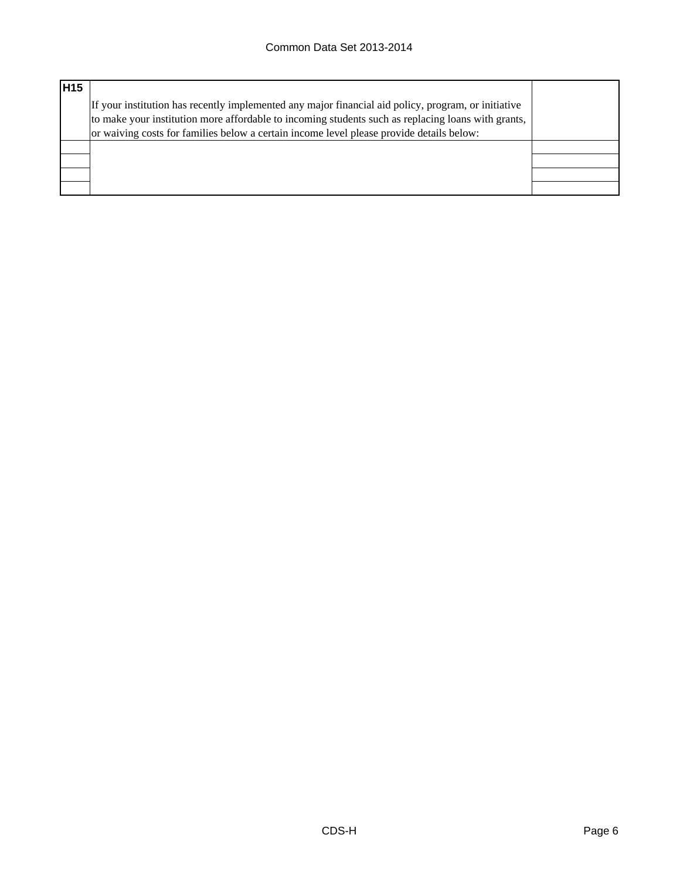| H15 | If your institution has recently implemented any major financial aid policy, program, or initiative to make your institution more affordable to incoming students such as replacing loans with grants, or waiving costs for families below a certain income level please provide details below: | |
|---|---|---|
| | | |
| | | |
| | | |
| | | |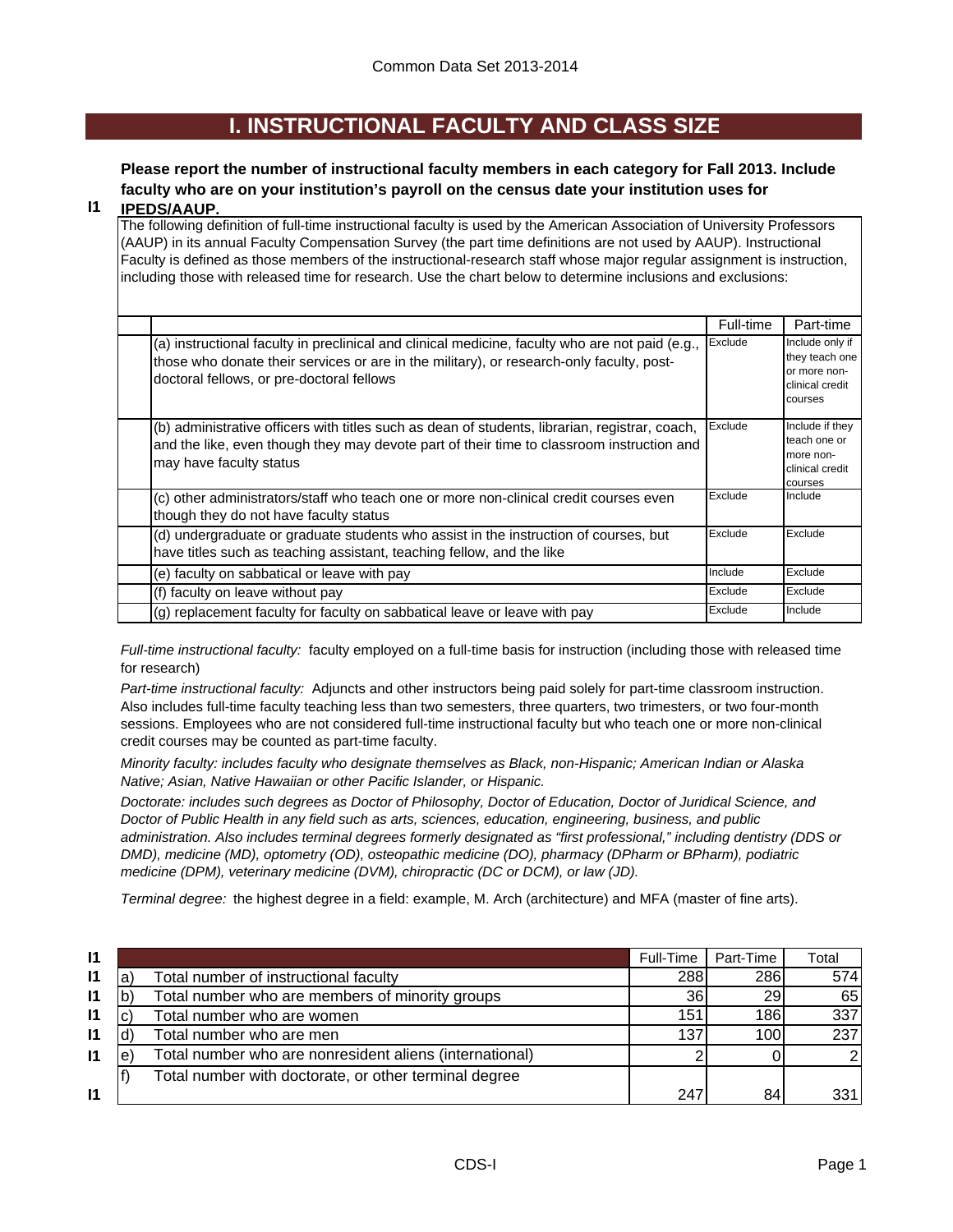# I. INSTRUCTIONAL FACULTY AND CLASS SIZE

**I1** **Please report the number of instructional faculty members in each category for Fall 2013. Include faculty who are on your institution's payroll on the census date your institution uses for IPEDS/AAUP.**

The following definition of full-time instructional faculty is used by the American Association of University Professors (AAUP) in its annual Faculty Compensation Survey (the part time definitions are not used by AAUP). Instructional Faculty is defined as those members of the instructional-research staff whose major regular assignment is instruction, including those with released time for research. Use the chart below to determine inclusions and exclusions:

| | Full-time | Part-time |
|---|---|---|
| (a) instructional faculty in preclinical and clinical medicine, faculty who are not paid (e.g., those who donate their services or are in the military), or research-only faculty, post-doctoral fellows, or pre-doctoral fellows | Exclude | Include only if they teach one or more non-clinical credit courses |
| (b) administrative officers with titles such as dean of students, librarian, registrar, coach, and the like, even though they may devote part of their time to classroom instruction and may have faculty status | Exclude | Include if they teach one or more non-clinical credit courses |
| (c) other administrators/staff who teach one or more non-clinical credit courses even though they do not have faculty status | Exclude | Include |
| (d) undergraduate or graduate students who assist in the instruction of courses, but have titles such as teaching assistant, teaching fellow, and the like | Exclude | Exclude |
| (e) faculty on sabbatical or leave with pay | Include | Exclude |
| (f) faculty on leave without pay | Exclude | Exclude |
| (g) replacement faculty for faculty on sabbatical leave or leave with pay | Exclude | Include |

*Full-time instructional faculty:* faculty employed on a full-time basis for instruction (including those with released time for research)

*Part-time instructional faculty:* Adjuncts and other instructors being paid solely for part-time classroom instruction. Also includes full-time faculty teaching less than two semesters, three quarters, two trimesters, or two four-month sessions. Employees who are not considered full-time instructional faculty but who teach one or more non-clinical credit courses may be counted as part-time faculty.

*Minority faculty: includes faculty who designate themselves as Black, non-Hispanic; American Indian or Alaska Native; Asian, Native Hawaiian or other Pacific Islander, or Hispanic.*

*Doctorate: includes such degrees as Doctor of Philosophy, Doctor of Education, Doctor of Juridical Science, and Doctor of Public Health in any field such as arts, sciences, education, engineering, business, and public administration. Also includes terminal degrees formerly designated as "first professional," including dentistry (DDS or DMD), medicine (MD), optometry (OD), osteopathic medicine (DO), pharmacy (DPharm or BPharm), podiatric medicine (DPM), veterinary medicine (DVM), chiropractic (DC or DCM), or law (JD).*

*Terminal degree:* the highest degree in a field: example, M. Arch (architecture) and MFA (master of fine arts).

| | | | Full-Time | Part-Time | Total |
|---|---|---|---|---|---|
| I1 | a) | Total number of instructional faculty | 288 | 286 | 574 |
| I1 | b) | Total number who are members of minority groups | 36 | 29 | 65 |
| I1 | c) | Total number who are women | 151 | 186 | 337 |
| I1 | d) | Total number who are men | 137 | 100 | 237 |
| I1 | e) | Total number who are nonresident aliens (international) | 2 | 0 | 2 |
| I1 | f) | Total number with doctorate, or other terminal degree | 247 | 84 | 331 |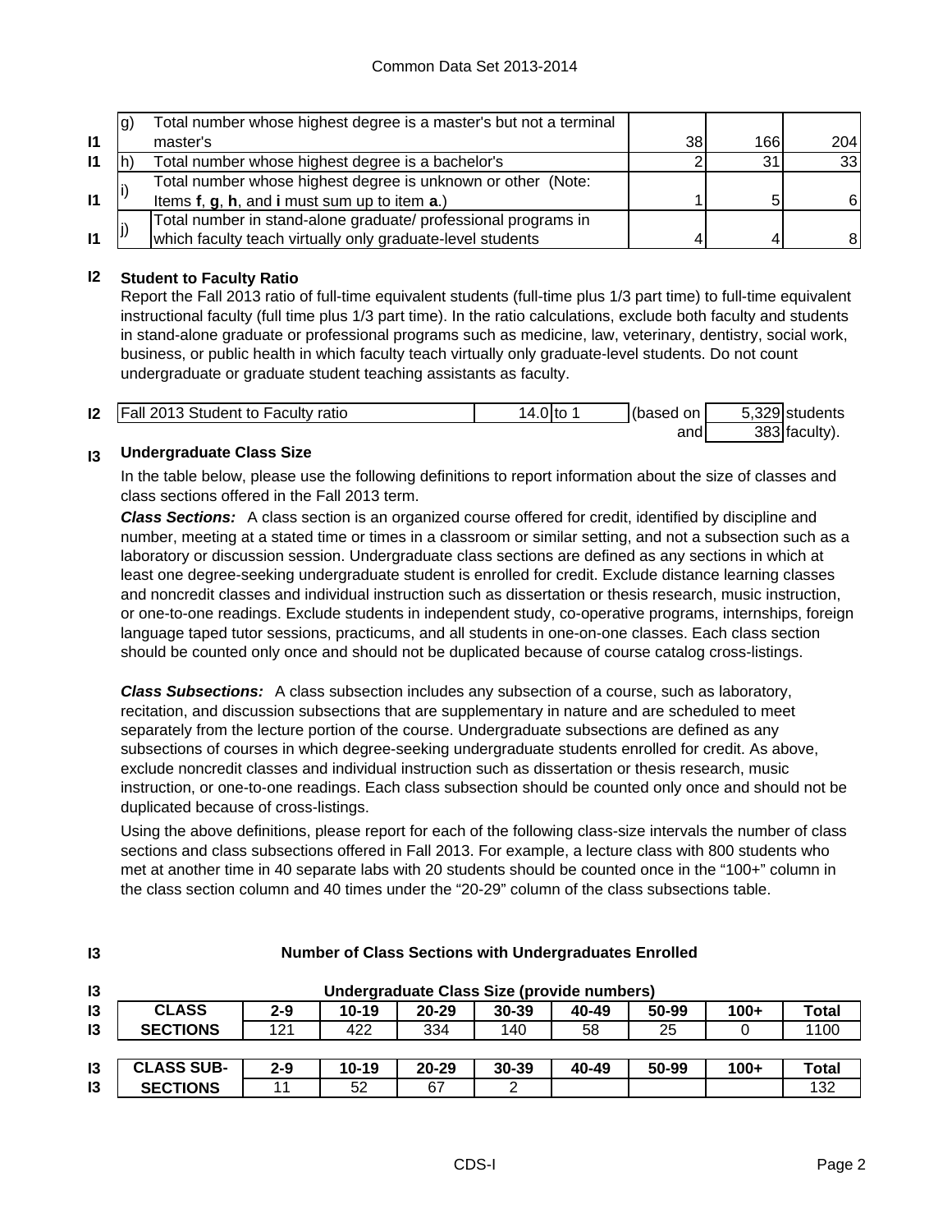| | | | | | |
|---|---|---|---|---|---|
| I1 | g) | Total number whose highest degree is a master's but not a terminal master's | 38 | 166 | 204 |
| I1 | h) | Total number whose highest degree is a bachelor's | 2 | 31 | 33 |
| I1 | i) | Total number whose highest degree is unknown or other (Note: Items **f**, **g**, **h**, and **i** must sum up to item **a**.) | 1 | 5 | 6 |
| I1 | j) | Total number in stand-alone graduate/ professional programs in which faculty teach virtually only graduate-level students | 4 | 4 | 8 |

## I2 Student to Faculty Ratio

Report the Fall 2013 ratio of full-time equivalent students (full-time plus 1/3 part time) to full-time equivalent instructional faculty (full time plus 1/3 part time). In the ratio calculations, exclude both faculty and students in stand-alone graduate or professional programs such as medicine, law, veterinary, dentistry, social work, business, or public health in which faculty teach virtually only graduate-level students. Do not count undergraduate or graduate student teaching assistants as faculty.

| | | | | | | |
|---|---|---|---|---|---|---|
| I2 | Fall 2013 Student to Faculty ratio | 14.0 | to 1 | (based on | 5,329 | students |
| | | | | and | 383 | faculty). |

## I3 Undergraduate Class Size

In the table below, please use the following definitions to report information about the size of classes and class sections offered in the Fall 2013 term.

***Class Sections:*** A class section is an organized course offered for credit, identified by discipline and number, meeting at a stated time or times in a classroom or similar setting, and not a subsection such as a laboratory or discussion session. Undergraduate class sections are defined as any sections in which at least one degree-seeking undergraduate student is enrolled for credit. Exclude distance learning classes and noncredit classes and individual instruction such as dissertation or thesis research, music instruction, or one-to-one readings. Exclude students in independent study, co-operative programs, internships, foreign language taped tutor sessions, practicums, and all students in one-on-one classes. Each class section should be counted only once and should not be duplicated because of course catalog cross-listings.

***Class Subsections:*** A class subsection includes any subsection of a course, such as laboratory, recitation, and discussion subsections that are supplementary in nature and are scheduled to meet separately from the lecture portion of the course. Undergraduate subsections are defined as any subsections of courses in which degree-seeking undergraduate students enrolled for credit. As above, exclude noncredit classes and individual instruction such as dissertation or thesis research, music instruction, or one-to-one readings. Each class subsection should be counted only once and should not be duplicated because of cross-listings.

Using the above definitions, please report for each of the following class-size intervals the number of class sections and class subsections offered in Fall 2013. For example, a lecture class with 800 students who met at another time in 40 separate labs with 20 students should be counted once in the "100+" column in the class section column and 40 times under the "20-29" column of the class subsections table.

**I3 Number of Class Sections with Undergraduates Enrolled**

**Undergraduate Class Size (provide numbers)**

| CLASS SECTIONS | 2-9 | 10-19 | 20-29 | 30-39 | 40-49 | 50-99 | 100+ | Total |
|---|---|---|---|---|---|---|---|---|
| | 121 | 422 | 334 | 140 | 58 | 25 | 0 | 1100 |

| CLASS SUB-SECTIONS | 2-9 | 10-19 | 20-29 | 30-39 | 40-49 | 50-99 | 100+ | Total |
|---|---|---|---|---|---|---|---|---|
| | 11 | 52 | 67 | 2 | | | | 132 |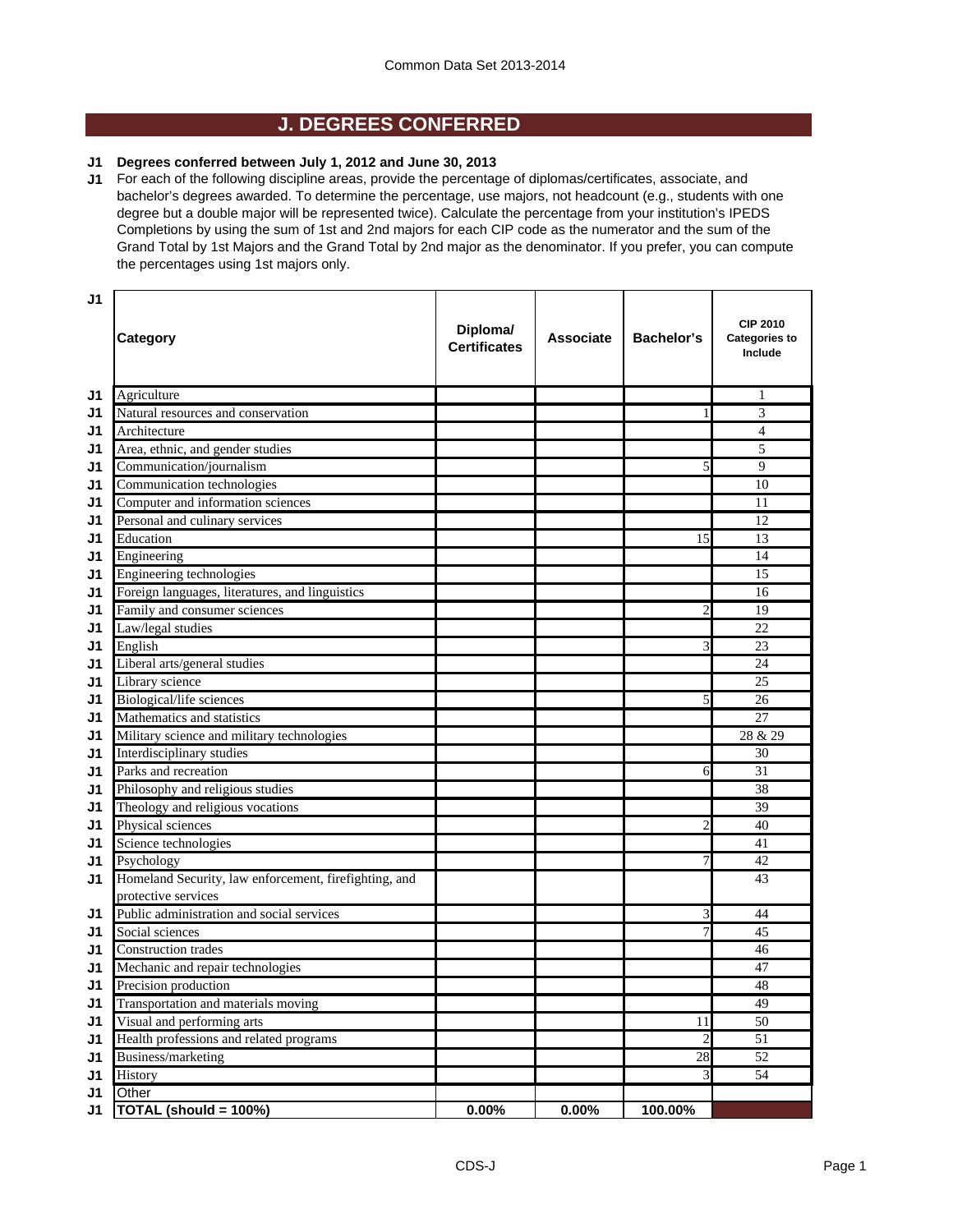## J. DEGREES CONFERRED

**J1 Degrees conferred between July 1, 2012 and June 30, 2013**

J1 For each of the following discipline areas, provide the percentage of diplomas/certificates, associate, and bachelor's degrees awarded. To determine the percentage, use majors, not headcount (e.g., students with one degree but a double major will be represented twice). Calculate the percentage from your institution's IPEDS Completions by using the sum of 1st and 2nd majors for each CIP code as the numerator and the sum of the Grand Total by 1st Majors and the Grand Total by 2nd major as the denominator. If you prefer, you can compute the percentages using 1st majors only.

| | Category | Diploma/ Certificates | Associate | Bachelor's | CIP 2010 Categories to Include |
|---|---|---|---|---|---|
| J1 | Agriculture | | | | 1 |
| J1 | Natural resources and conservation | | | 1 | 3 |
| J1 | Architecture | | | | 4 |
| J1 | Area, ethnic, and gender studies | | | | 5 |
| J1 | Communication/journalism | | | 5 | 9 |
| J1 | Communication technologies | | | | 10 |
| J1 | Computer and information sciences | | | | 11 |
| J1 | Personal and culinary services | | | | 12 |
| J1 | Education | | | 15 | 13 |
| J1 | Engineering | | | | 14 |
| J1 | Engineering technologies | | | | 15 |
| J1 | Foreign languages, literatures, and linguistics | | | | 16 |
| J1 | Family and consumer sciences | | | 2 | 19 |
| J1 | Law/legal studies | | | | 22 |
| J1 | English | | | 3 | 23 |
| J1 | Liberal arts/general studies | | | | 24 |
| J1 | Library science | | | | 25 |
| J1 | Biological/life sciences | | | 5 | 26 |
| J1 | Mathematics and statistics | | | | 27 |
| J1 | Military science and military technologies | | | | 28 & 29 |
| J1 | Interdisciplinary studies | | | | 30 |
| J1 | Parks and recreation | | | 6 | 31 |
| J1 | Philosophy and religious studies | | | | 38 |
| J1 | Theology and religious vocations | | | | 39 |
| J1 | Physical sciences | | | 2 | 40 |
| J1 | Science technologies | | | | 41 |
| J1 | Psychology | | | 7 | 42 |
| J1 | Homeland Security, law enforcement, firefighting, and protective services | | | | 43 |
| J1 | Public administration and social services | | | 3 | 44 |
| J1 | Social sciences | | | 7 | 45 |
| J1 | Construction trades | | | | 46 |
| J1 | Mechanic and repair technologies | | | | 47 |
| J1 | Precision production | | | | 48 |
| J1 | Transportation and materials moving | | | | 49 |
| J1 | Visual and performing arts | | | 11 | 50 |
| J1 | Health professions and related programs | | | 2 | 51 |
| J1 | Business/marketing | | | 28 | 52 |
| J1 | History | | | 3 | 54 |
| J1 | Other | | | | |
| J1 | **TOTAL (should = 100%)** | **0.00%** | **0.00%** | **100.00%** | |